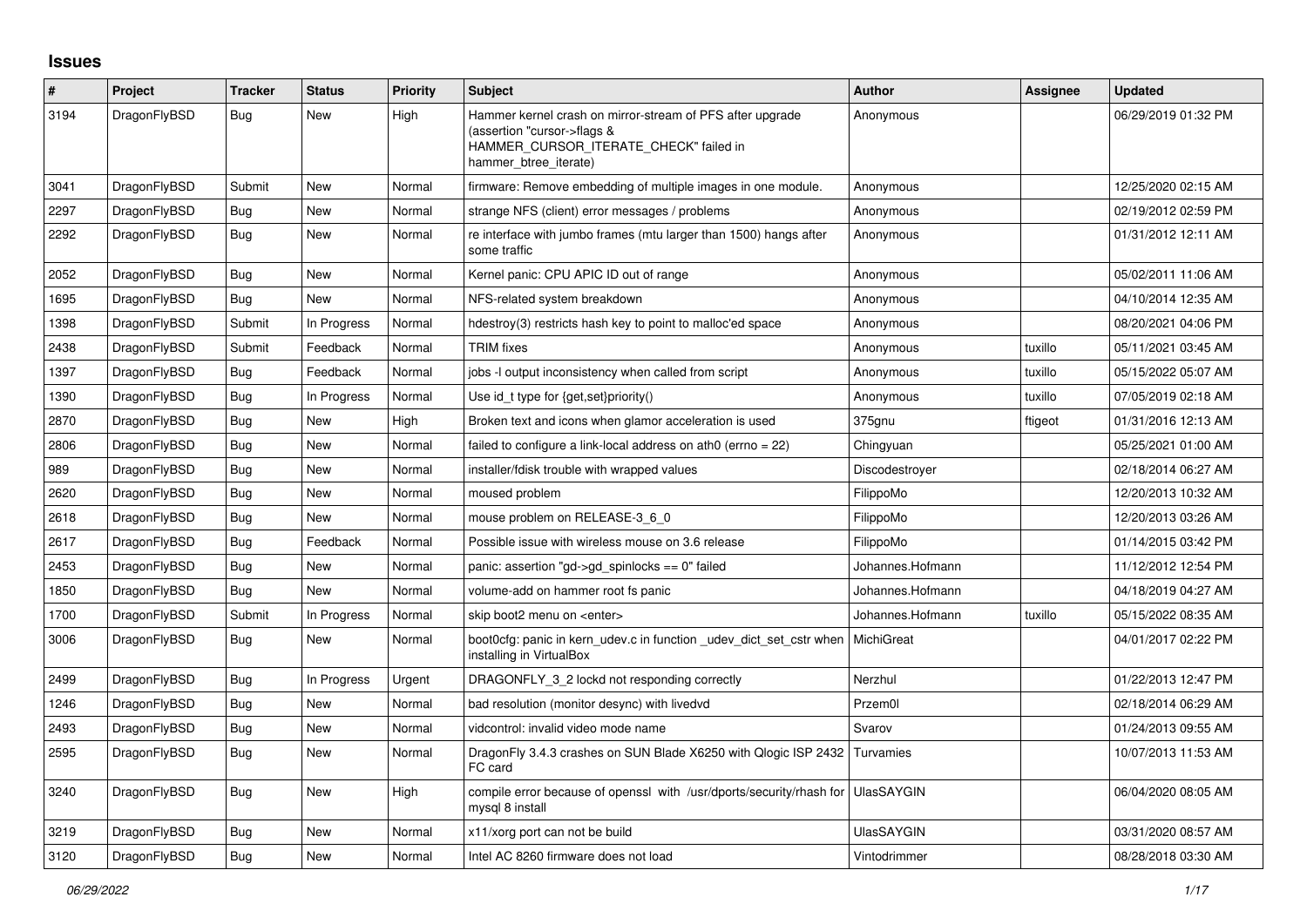## Issues

| # | Project | Tracker | Status | Priority | Subject | Author | Assignee | Updated |
|---|---|---|---|---|---|---|---|---|
| 3194 | DragonFlyBSD | Bug | New | High | Hammer kernel crash on mirror-stream of PFS after upgrade (assertion "cursor->flags & HAMMER_CURSOR_ITERATE_CHECK" failed in hammer_btree_iterate) | Anonymous | | 06/29/2019 01:32 PM |
| 3041 | DragonFlyBSD | Submit | New | Normal | firmware: Remove embedding of multiple images in one module. | Anonymous | | 12/25/2020 02:15 AM |
| 2297 | DragonFlyBSD | Bug | New | Normal | strange NFS (client) error messages / problems | Anonymous | | 02/19/2012 02:59 PM |
| 2292 | DragonFlyBSD | Bug | New | Normal | re interface with jumbo frames (mtu larger than 1500) hangs after some traffic | Anonymous | | 01/31/2012 12:11 AM |
| 2052 | DragonFlyBSD | Bug | New | Normal | Kernel panic: CPU APIC ID out of range | Anonymous | | 05/02/2011 11:06 AM |
| 1695 | DragonFlyBSD | Bug | New | Normal | NFS-related system breakdown | Anonymous | | 04/10/2014 12:35 AM |
| 1398 | DragonFlyBSD | Submit | In Progress | Normal | hdestroy(3) restricts hash key to point to malloc'ed space | Anonymous | | 08/20/2021 04:06 PM |
| 2438 | DragonFlyBSD | Submit | Feedback | Normal | TRIM fixes | Anonymous | tuxillo | 05/11/2021 03:45 AM |
| 1397 | DragonFlyBSD | Bug | Feedback | Normal | jobs -l output inconsistency when called from script | Anonymous | tuxillo | 05/15/2022 05:07 AM |
| 1390 | DragonFlyBSD | Bug | In Progress | Normal | Use id_t type for {get,set}priority() | Anonymous | tuxillo | 07/05/2019 02:18 AM |
| 2870 | DragonFlyBSD | Bug | New | High | Broken text and icons when glamor acceleration is used | 375gnu | ftigeot | 01/31/2016 12:13 AM |
| 2806 | DragonFlyBSD | Bug | New | Normal | failed to configure a link-local address on ath0 (errno = 22) | Chingyuan | | 05/25/2021 01:00 AM |
| 989 | DragonFlyBSD | Bug | New | Normal | installer/fdisk trouble with wrapped values | Discodestroyer | | 02/18/2014 06:27 AM |
| 2620 | DragonFlyBSD | Bug | New | Normal | moused problem | FilippoMo | | 12/20/2013 10:32 AM |
| 2618 | DragonFlyBSD | Bug | New | Normal | mouse problem on RELEASE-3_6_0 | FilippoMo | | 12/20/2013 03:26 AM |
| 2617 | DragonFlyBSD | Bug | Feedback | Normal | Possible issue with wireless mouse on 3.6 release | FilippoMo | | 01/14/2015 03:42 PM |
| 2453 | DragonFlyBSD | Bug | New | Normal | panic: assertion "gd->gd_spinlocks == 0" failed | Johannes.Hofmann | | 11/12/2012 12:54 PM |
| 1850 | DragonFlyBSD | Bug | New | Normal | volume-add on hammer root fs panic | Johannes.Hofmann | | 04/18/2019 04:27 AM |
| 1700 | DragonFlyBSD | Submit | In Progress | Normal | skip boot2 menu on <enter> | Johannes.Hofmann | tuxillo | 05/15/2022 08:35 AM |
| 3006 | DragonFlyBSD | Bug | New | Normal | boot0cfg: panic in kern_udev.c in function _udev_dict_set_cstr when installing in VirtualBox | MichiGreat | | 04/01/2017 02:22 PM |
| 2499 | DragonFlyBSD | Bug | In Progress | Urgent | DRAGONFLY_3_2 lockd not responding correctly | Nerzhul | | 01/22/2013 12:47 PM |
| 1246 | DragonFlyBSD | Bug | New | Normal | bad resolution (monitor desync) with livedvd | Przem0l | | 02/18/2014 06:29 AM |
| 2493 | DragonFlyBSD | Bug | New | Normal | vidcontrol: invalid video mode name | Svarov | | 01/24/2013 09:55 AM |
| 2595 | DragonFlyBSD | Bug | New | Normal | DragonFly 3.4.3 crashes on SUN Blade X6250 with Qlogic ISP 2432 FC card | Turvamies | | 10/07/2013 11:53 AM |
| 3240 | DragonFlyBSD | Bug | New | High | compile error because of openssl with /usr/dports/security/rhash for mysql 8 install | UlasSAYGIN | | 06/04/2020 08:05 AM |
| 3219 | DragonFlyBSD | Bug | New | Normal | x11/xorg port can not be build | UlasSAYGIN | | 03/31/2020 08:57 AM |
| 3120 | DragonFlyBSD | Bug | New | Normal | Intel AC 8260 firmware does not load | Vintodrimmer | | 08/28/2018 03:30 AM |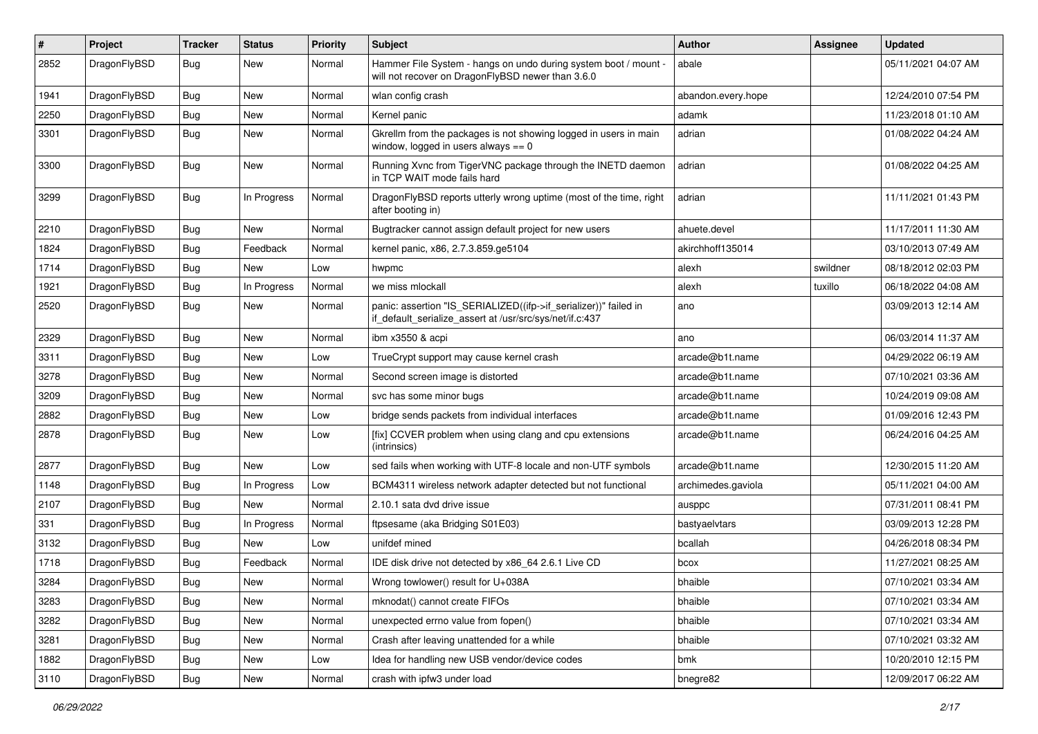| # | Project | Tracker | Status | Priority | Subject | Author | Assignee | Updated |
|---|---|---|---|---|---|---|---|---|
| 2852 | DragonFlyBSD | Bug | New | Normal | Hammer File System - hangs on undo during system boot / mount - will not recover on DragonFlyBSD newer than 3.6.0 | abale | | 05/11/2021 04:07 AM |
| 1941 | DragonFlyBSD | Bug | New | Normal | wlan config crash | abandon.every.hope | | 12/24/2010 07:54 PM |
| 2250 | DragonFlyBSD | Bug | New | Normal | Kernel panic | adamk | | 11/23/2018 01:10 AM |
| 3301 | DragonFlyBSD | Bug | New | Normal | Gkrellm from the packages is not showing logged in users in main window, logged in users always == 0 | adrian | | 01/08/2022 04:24 AM |
| 3300 | DragonFlyBSD | Bug | New | Normal | Running Xvnc from TigerVNC package through the INETD daemon in TCP WAIT mode fails hard | adrian | | 01/08/2022 04:25 AM |
| 3299 | DragonFlyBSD | Bug | In Progress | Normal | DragonFlyBSD reports utterly wrong uptime (most of the time, right after booting in) | adrian | | 11/11/2021 01:43 PM |
| 2210 | DragonFlyBSD | Bug | New | Normal | Bugtracker cannot assign default project for new users | ahuete.devel | | 11/17/2011 11:30 AM |
| 1824 | DragonFlyBSD | Bug | Feedback | Normal | kernel panic, x86, 2.7.3.859.ge5104 | akirchhoff135014 | | 03/10/2013 07:49 AM |
| 1714 | DragonFlyBSD | Bug | New | Low | hwpmc | alexh | swildner | 08/18/2012 02:03 PM |
| 1921 | DragonFlyBSD | Bug | In Progress | Normal | we miss mlockall | alexh | tuxillo | 06/18/2022 04:08 AM |
| 2520 | DragonFlyBSD | Bug | New | Normal | panic: assertion "IS_SERIALIZED((ifp->if_serializer))" failed in if_default_serialize_assert at /usr/src/sys/net/if.c:437 | ano | | 03/09/2013 12:14 AM |
| 2329 | DragonFlyBSD | Bug | New | Normal | ibm x3550 & acpi | ano | | 06/03/2014 11:37 AM |
| 3311 | DragonFlyBSD | Bug | New | Low | TrueCrypt support may cause kernel crash | arcade@b1t.name | | 04/29/2022 06:19 AM |
| 3278 | DragonFlyBSD | Bug | New | Normal | Second screen image is distorted | arcade@b1t.name | | 07/10/2021 03:36 AM |
| 3209 | DragonFlyBSD | Bug | New | Normal | svc has some minor bugs | arcade@b1t.name | | 10/24/2019 09:08 AM |
| 2882 | DragonFlyBSD | Bug | New | Low | bridge sends packets from individual interfaces | arcade@b1t.name | | 01/09/2016 12:43 PM |
| 2878 | DragonFlyBSD | Bug | New | Low | [fix] CCVER problem when using clang and cpu extensions (intrinsics) | arcade@b1t.name | | 06/24/2016 04:25 AM |
| 2877 | DragonFlyBSD | Bug | New | Low | sed fails when working with UTF-8 locale and non-UTF symbols | arcade@b1t.name | | 12/30/2015 11:20 AM |
| 1148 | DragonFlyBSD | Bug | In Progress | Low | BCM4311 wireless network adapter detected but not functional | archimedes.gaviola | | 05/11/2021 04:00 AM |
| 2107 | DragonFlyBSD | Bug | New | Normal | 2.10.1 sata dvd drive issue | ausppc | | 07/31/2011 08:41 PM |
| 331 | DragonFlyBSD | Bug | In Progress | Normal | ftpsesame (aka Bridging S01E03) | bastyaelvtars | | 03/09/2013 12:28 PM |
| 3132 | DragonFlyBSD | Bug | New | Low | unifdef mined | bcallah | | 04/26/2018 08:34 PM |
| 1718 | DragonFlyBSD | Bug | Feedback | Normal | IDE disk drive not detected by x86_64 2.6.1 Live CD | bcox | | 11/27/2021 08:25 AM |
| 3284 | DragonFlyBSD | Bug | New | Normal | Wrong towlower() result for U+038A | bhaible | | 07/10/2021 03:34 AM |
| 3283 | DragonFlyBSD | Bug | New | Normal | mknodat() cannot create FIFOs | bhaible | | 07/10/2021 03:34 AM |
| 3282 | DragonFlyBSD | Bug | New | Normal | unexpected errno value from fopen() | bhaible | | 07/10/2021 03:34 AM |
| 3281 | DragonFlyBSD | Bug | New | Normal | Crash after leaving unattended for a while | bhaible | | 07/10/2021 03:32 AM |
| 1882 | DragonFlyBSD | Bug | New | Low | Idea for handling new USB vendor/device codes | bmk | | 10/20/2010 12:15 PM |
| 3110 | DragonFlyBSD | Bug | New | Normal | crash with ipfw3 under load | bnegre82 | | 12/09/2017 06:22 AM |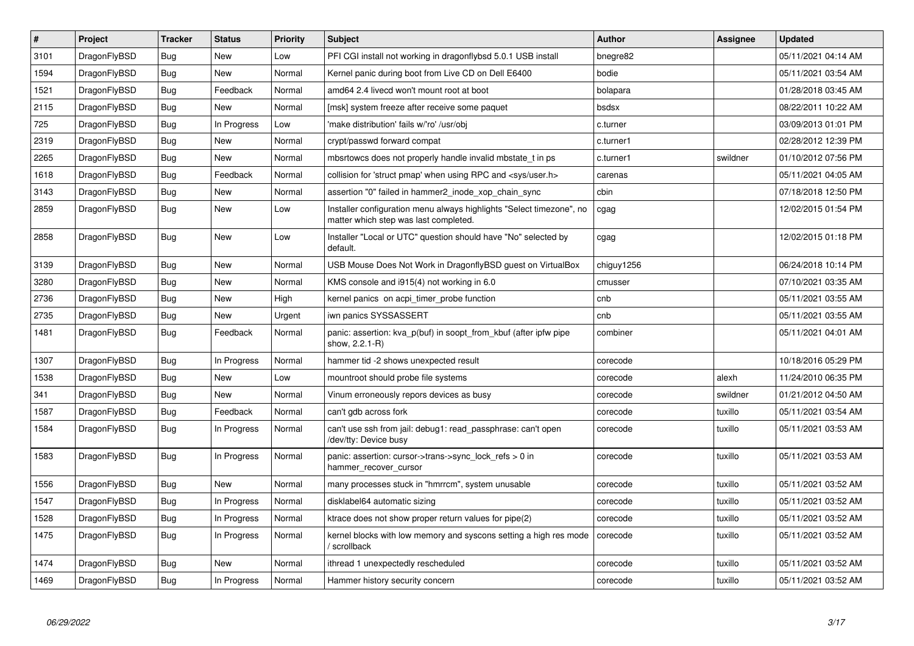| # | Project | Tracker | Status | Priority | Subject | Author | Assignee | Updated |
|---|---|---|---|---|---|---|---|---|
| 3101 | DragonFlyBSD | Bug | New | Low | PFI CGI install not working in dragonflybsd 5.0.1 USB install | bnegre82 | | 05/11/2021 04:14 AM |
| 1594 | DragonFlyBSD | Bug | New | Normal | Kernel panic during boot from Live CD on Dell E6400 | bodie | | 05/11/2021 03:54 AM |
| 1521 | DragonFlyBSD | Bug | Feedback | Normal | amd64 2.4 livecd won't mount root at boot | bolapara | | 01/28/2018 03:45 AM |
| 2115 | DragonFlyBSD | Bug | New | Normal | [msk] system freeze after receive some paquet | bsdsx | | 08/22/2011 10:22 AM |
| 725 | DragonFlyBSD | Bug | In Progress | Low | 'make distribution' fails w/'ro' /usr/obj | c.turner | | 03/09/2013 01:01 PM |
| 2319 | DragonFlyBSD | Bug | New | Normal | crypt/passwd forward compat | c.turner1 | | 02/28/2012 12:39 PM |
| 2265 | DragonFlyBSD | Bug | New | Normal | mbsrtowcs does not properly handle invalid mbstate_t in ps | c.turner1 | swildner | 01/10/2012 07:56 PM |
| 1618 | DragonFlyBSD | Bug | Feedback | Normal | collision for 'struct pmap' when using RPC and <sys/user.h> | carenas | | 05/11/2021 04:05 AM |
| 3143 | DragonFlyBSD | Bug | New | Normal | assertion "0" failed in hammer2_inode_xop_chain_sync | cbin | | 07/18/2018 12:50 PM |
| 2859 | DragonFlyBSD | Bug | New | Low | Installer configuration menu always highlights "Select timezone", no matter which step was last completed. | cgag | | 12/02/2015 01:54 PM |
| 2858 | DragonFlyBSD | Bug | New | Low | Installer "Local or UTC" question should have "No" selected by default. | cgag | | 12/02/2015 01:18 PM |
| 3139 | DragonFlyBSD | Bug | New | Normal | USB Mouse Does Not Work in DragonflyBSD guest on VirtualBox | chiguy1256 | | 06/24/2018 10:14 PM |
| 3280 | DragonFlyBSD | Bug | New | Normal | KMS console and i915(4) not working in 6.0 | cmusser | | 07/10/2021 03:35 AM |
| 2736 | DragonFlyBSD | Bug | New | High | kernel panics on acpi_timer_probe function | cnb | | 05/11/2021 03:55 AM |
| 2735 | DragonFlyBSD | Bug | New | Urgent | iwn panics SYSSASSERT | cnb | | 05/11/2021 03:55 AM |
| 1481 | DragonFlyBSD | Bug | Feedback | Normal | panic: assertion: kva_p(buf) in soopt_from_kbuf (after ipfw pipe show, 2.2.1-R) | combiner | | 05/11/2021 04:01 AM |
| 1307 | DragonFlyBSD | Bug | In Progress | Normal | hammer tid -2 shows unexpected result | corecode | | 10/18/2016 05:29 PM |
| 1538 | DragonFlyBSD | Bug | New | Low | mountroot should probe file systems | corecode | alexh | 11/24/2010 06:35 PM |
| 341 | DragonFlyBSD | Bug | New | Normal | Vinum erroneously repors devices as busy | corecode | swildner | 01/21/2012 04:50 AM |
| 1587 | DragonFlyBSD | Bug | Feedback | Normal | can't gdb across fork | corecode | tuxillo | 05/11/2021 03:54 AM |
| 1584 | DragonFlyBSD | Bug | In Progress | Normal | can't use ssh from jail: debug1: read_passphrase: can't open /dev/tty: Device busy | corecode | tuxillo | 05/11/2021 03:53 AM |
| 1583 | DragonFlyBSD | Bug | In Progress | Normal | panic: assertion: cursor->trans->sync_lock_refs > 0 in hammer_recover_cursor | corecode | tuxillo | 05/11/2021 03:53 AM |
| 1556 | DragonFlyBSD | Bug | New | Normal | many processes stuck in "hmrrcm", system unusable | corecode | tuxillo | 05/11/2021 03:52 AM |
| 1547 | DragonFlyBSD | Bug | In Progress | Normal | disklabel64 automatic sizing | corecode | tuxillo | 05/11/2021 03:52 AM |
| 1528 | DragonFlyBSD | Bug | In Progress | Normal | ktrace does not show proper return values for pipe(2) | corecode | tuxillo | 05/11/2021 03:52 AM |
| 1475 | DragonFlyBSD | Bug | In Progress | Normal | kernel blocks with low memory and syscons setting a high res mode / scrollback | corecode | tuxillo | 05/11/2021 03:52 AM |
| 1474 | DragonFlyBSD | Bug | New | Normal | ithread 1 unexpectedly rescheduled | corecode | tuxillo | 05/11/2021 03:52 AM |
| 1469 | DragonFlyBSD | Bug | In Progress | Normal | Hammer history security concern | corecode | tuxillo | 05/11/2021 03:52 AM |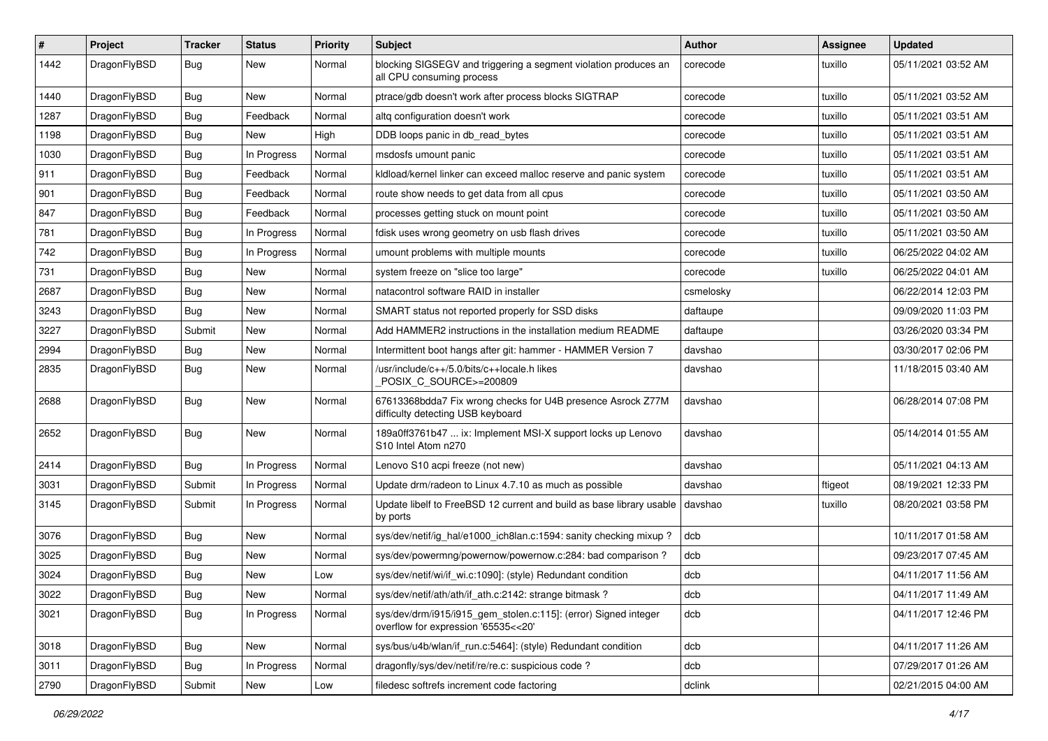| # | Project | Tracker | Status | Priority | Subject | Author | Assignee | Updated |
|---|---|---|---|---|---|---|---|---|
| 1442 | DragonFlyBSD | Bug | New | Normal | blocking SIGSEGV and triggering a segment violation produces an all CPU consuming process | corecode | tuxillo | 05/11/2021 03:52 AM |
| 1440 | DragonFlyBSD | Bug | New | Normal | ptrace/gdb doesn't work after process blocks SIGTRAP | corecode | tuxillo | 05/11/2021 03:52 AM |
| 1287 | DragonFlyBSD | Bug | Feedback | Normal | altq configuration doesn't work | corecode | tuxillo | 05/11/2021 03:51 AM |
| 1198 | DragonFlyBSD | Bug | New | High | DDB loops panic in db_read_bytes | corecode | tuxillo | 05/11/2021 03:51 AM |
| 1030 | DragonFlyBSD | Bug | In Progress | Normal | msdosfs umount panic | corecode | tuxillo | 05/11/2021 03:51 AM |
| 911 | DragonFlyBSD | Bug | Feedback | Normal | kldload/kernel linker can exceed malloc reserve and panic system | corecode | tuxillo | 05/11/2021 03:51 AM |
| 901 | DragonFlyBSD | Bug | Feedback | Normal | route show needs to get data from all cpus | corecode | tuxillo | 05/11/2021 03:50 AM |
| 847 | DragonFlyBSD | Bug | Feedback | Normal | processes getting stuck on mount point | corecode | tuxillo | 05/11/2021 03:50 AM |
| 781 | DragonFlyBSD | Bug | In Progress | Normal | fdisk uses wrong geometry on usb flash drives | corecode | tuxillo | 05/11/2021 03:50 AM |
| 742 | DragonFlyBSD | Bug | In Progress | Normal | umount problems with multiple mounts | corecode | tuxillo | 06/25/2022 04:02 AM |
| 731 | DragonFlyBSD | Bug | New | Normal | system freeze on "slice too large" | corecode | tuxillo | 06/25/2022 04:01 AM |
| 2687 | DragonFlyBSD | Bug | New | Normal | natacontrol software RAID in installer | csmelosky | | 06/22/2014 12:03 PM |
| 3243 | DragonFlyBSD | Bug | New | Normal | SMART status not reported properly for SSD disks | daftaupe | | 09/09/2020 11:03 PM |
| 3227 | DragonFlyBSD | Submit | New | Normal | Add HAMMER2 instructions in the installation medium README | daftaupe | | 03/26/2020 03:34 PM |
| 2994 | DragonFlyBSD | Bug | New | Normal | Intermittent boot hangs after git: hammer - HAMMER Version 7 | davshao | | 03/30/2017 02:06 PM |
| 2835 | DragonFlyBSD | Bug | New | Normal | /usr/include/c++/5.0/bits/c++locale.h likes _POSIX_C_SOURCE>=200809 | davshao | | 11/18/2015 03:40 AM |
| 2688 | DragonFlyBSD | Bug | New | Normal | 67613368bdda7 Fix wrong checks for U4B presence Asrock Z77M difficulty detecting USB keyboard | davshao | | 06/28/2014 07:08 PM |
| 2652 | DragonFlyBSD | Bug | New | Normal | 189a0ff3761b47 ... ix: Implement MSI-X support locks up Lenovo S10 Intel Atom n270 | davshao | | 05/14/2014 01:55 AM |
| 2414 | DragonFlyBSD | Bug | In Progress | Normal | Lenovo S10 acpi freeze (not new) | davshao | | 05/11/2021 04:13 AM |
| 3031 | DragonFlyBSD | Submit | In Progress | Normal | Update drm/radeon to Linux 4.7.10 as much as possible | davshao | ftigeot | 08/19/2021 12:33 PM |
| 3145 | DragonFlyBSD | Submit | In Progress | Normal | Update libelf to FreeBSD 12 current and build as base library usable by ports | davshao | tuxillo | 08/20/2021 03:58 PM |
| 3076 | DragonFlyBSD | Bug | New | Normal | sys/dev/netif/ig_hal/e1000_ich8lan.c:1594: sanity checking mixup ? | dcb | | 10/11/2017 01:58 AM |
| 3025 | DragonFlyBSD | Bug | New | Normal | sys/dev/powermng/powernow/powernow.c:284: bad comparison ? | dcb | | 09/23/2017 07:45 AM |
| 3024 | DragonFlyBSD | Bug | New | Low | sys/dev/netif/wi/if_wi.c:1090]: (style) Redundant condition | dcb | | 04/11/2017 11:56 AM |
| 3022 | DragonFlyBSD | Bug | New | Normal | sys/dev/netif/ath/ath/if_ath.c:2142: strange bitmask ? | dcb | | 04/11/2017 11:49 AM |
| 3021 | DragonFlyBSD | Bug | In Progress | Normal | sys/dev/drm/i915/i915_gem_stolen.c:115]: (error) Signed integer overflow for expression '65535<<20' | dcb | | 04/11/2017 12:46 PM |
| 3018 | DragonFlyBSD | Bug | New | Normal | sys/bus/u4b/wlan/if_run.c:5464]: (style) Redundant condition | dcb | | 04/11/2017 11:26 AM |
| 3011 | DragonFlyBSD | Bug | In Progress | Normal | dragonfly/sys/dev/netif/re/re.c: suspicious code ? | dcb | | 07/29/2017 01:26 AM |
| 2790 | DragonFlyBSD | Submit | New | Low | filedesc softrefs increment code factoring | dclink | | 02/21/2015 04:00 AM |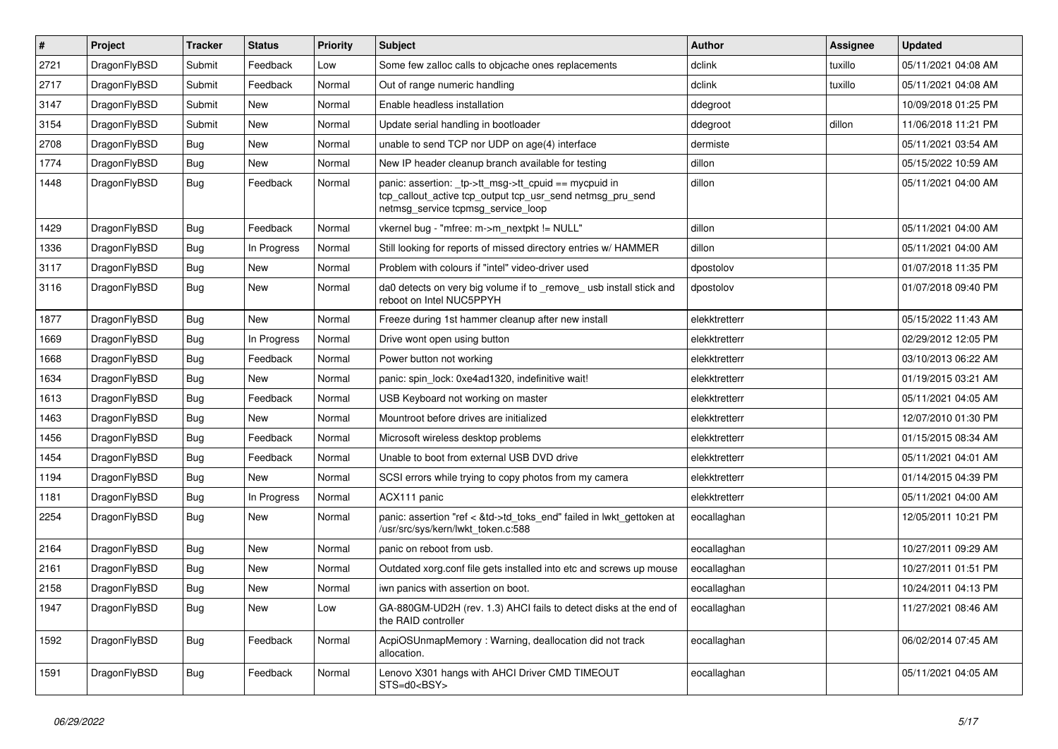| # | Project | Tracker | Status | Priority | Subject | Author | Assignee | Updated |
| --- | --- | --- | --- | --- | --- | --- | --- | --- |
| 2721 | DragonFlyBSD | Submit | Feedback | Low | Some few zalloc calls to objcache ones replacements | dclink | tuxillo | 05/11/2021 04:08 AM |
| 2717 | DragonFlyBSD | Submit | Feedback | Normal | Out of range numeric handling | dclink | tuxillo | 05/11/2021 04:08 AM |
| 3147 | DragonFlyBSD | Submit | New | Normal | Enable headless installation | ddegroot | | 10/09/2018 01:25 PM |
| 3154 | DragonFlyBSD | Submit | New | Normal | Update serial handling in bootloader | ddegroot | dillon | 11/06/2018 11:21 PM |
| 2708 | DragonFlyBSD | Bug | New | Normal | unable to send TCP nor UDP on age(4) interface | dermiste | | 05/11/2021 03:54 AM |
| 1774 | DragonFlyBSD | Bug | New | Normal | New IP header cleanup branch available for testing | dillon | | 05/15/2022 10:59 AM |
| 1448 | DragonFlyBSD | Bug | Feedback | Normal | panic: assertion: _tp->tt_msg->tt_cpuid == mycpuid in tcp_callout_active tcp_output tcp_usr_send netmsg_pru_send netmsg_service tcpmsg_service_loop | dillon | | 05/11/2021 04:00 AM |
| 1429 | DragonFlyBSD | Bug | Feedback | Normal | vkernel bug - "mfree: m->m_nextpkt != NULL" | dillon | | 05/11/2021 04:00 AM |
| 1336 | DragonFlyBSD | Bug | In Progress | Normal | Still looking for reports of missed directory entries w/ HAMMER | dillon | | 05/11/2021 04:00 AM |
| 3117 | DragonFlyBSD | Bug | New | Normal | Problem with colours if "intel" video-driver used | dpostolov | | 01/07/2018 11:35 PM |
| 3116 | DragonFlyBSD | Bug | New | Normal | da0 detects on very big volume if to _remove_ usb install stick and reboot on Intel NUC5PPYH | dpostolov | | 01/07/2018 09:40 PM |
| 1877 | DragonFlyBSD | Bug | New | Normal | Freeze during 1st hammer cleanup after new install | elekktretterr | | 05/15/2022 11:43 AM |
| 1669 | DragonFlyBSD | Bug | In Progress | Normal | Drive wont open using button | elekktretterr | | 02/29/2012 12:05 PM |
| 1668 | DragonFlyBSD | Bug | Feedback | Normal | Power button not working | elekktretterr | | 03/10/2013 06:22 AM |
| 1634 | DragonFlyBSD | Bug | New | Normal | panic: spin_lock: 0xe4ad1320, indefinitive wait! | elekktretterr | | 01/19/2015 03:21 AM |
| 1613 | DragonFlyBSD | Bug | Feedback | Normal | USB Keyboard not working on master | elekktretterr | | 05/11/2021 04:05 AM |
| 1463 | DragonFlyBSD | Bug | New | Normal | Mountroot before drives are initialized | elekktretterr | | 12/07/2010 01:30 PM |
| 1456 | DragonFlyBSD | Bug | Feedback | Normal | Microsoft wireless desktop problems | elekktretterr | | 01/15/2015 08:34 AM |
| 1454 | DragonFlyBSD | Bug | Feedback | Normal | Unable to boot from external USB DVD drive | elekktretterr | | 05/11/2021 04:01 AM |
| 1194 | DragonFlyBSD | Bug | New | Normal | SCSI errors while trying to copy photos from my camera | elekktretterr | | 01/14/2015 04:39 PM |
| 1181 | DragonFlyBSD | Bug | In Progress | Normal | ACX111 panic | elekktretterr | | 05/11/2021 04:00 AM |
| 2254 | DragonFlyBSD | Bug | New | Normal | panic: assertion "ref < &td->td_toks_end" failed in lwkt_gettoken at /usr/src/sys/kern/lwkt_token.c:588 | eocallaghan | | 12/05/2011 10:21 PM |
| 2164 | DragonFlyBSD | Bug | New | Normal | panic on reboot from usb. | eocallaghan | | 10/27/2011 09:29 AM |
| 2161 | DragonFlyBSD | Bug | New | Normal | Outdated xorg.conf file gets installed into etc and screws up mouse | eocallaghan | | 10/27/2011 01:51 PM |
| 2158 | DragonFlyBSD | Bug | New | Normal | iwn panics with assertion on boot. | eocallaghan | | 10/24/2011 04:13 PM |
| 1947 | DragonFlyBSD | Bug | New | Low | GA-880GM-UD2H (rev. 1.3) AHCI fails to detect disks at the end of the RAID controller | eocallaghan | | 11/27/2021 08:46 AM |
| 1592 | DragonFlyBSD | Bug | Feedback | Normal | AcpiOSUnmapMemory : Warning, deallocation did not track allocation. | eocallaghan | | 06/02/2014 07:45 AM |
| 1591 | DragonFlyBSD | Bug | Feedback | Normal | Lenovo X301 hangs with AHCI Driver CMD TIMEOUT STS=d0<BSY> | eocallaghan | | 05/11/2021 04:05 AM |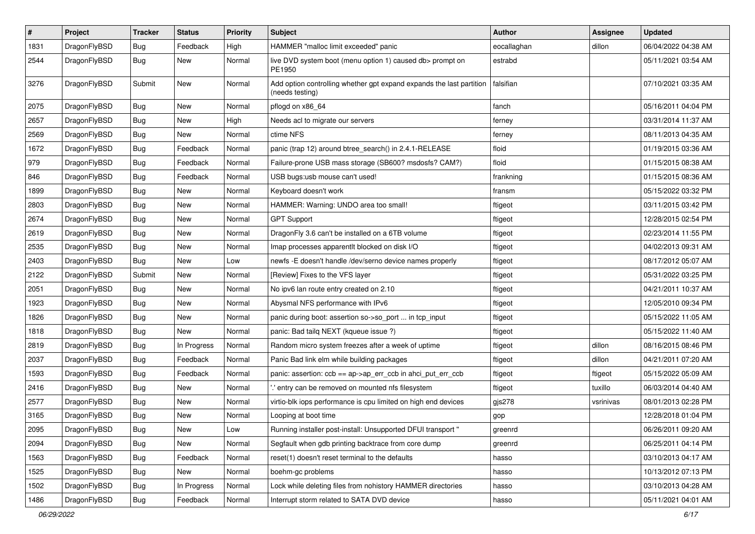| # | Project | Tracker | Status | Priority | Subject | Author | Assignee | Updated |
|---|---|---|---|---|---|---|---|---|
| 1831 | DragonFlyBSD | Bug | Feedback | High | HAMMER "malloc limit exceeded" panic | eocallaghan | dillon | 06/04/2022 04:38 AM |
| 2544 | DragonFlyBSD | Bug | New | Normal | live DVD system boot (menu option 1) caused db> prompt on PE1950 | estrabd | | 05/11/2021 03:54 AM |
| 3276 | DragonFlyBSD | Submit | New | Normal | Add option controlling whether gpt expand expands the last partition (needs testing) | falsifian | | 07/10/2021 03:35 AM |
| 2075 | DragonFlyBSD | Bug | New | Normal | pflogd on x86_64 | fanch | | 05/16/2011 04:04 PM |
| 2657 | DragonFlyBSD | Bug | New | High | Needs acl to migrate our servers | ferney | | 03/31/2014 11:37 AM |
| 2569 | DragonFlyBSD | Bug | New | Normal | ctime NFS | ferney | | 08/11/2013 04:35 AM |
| 1672 | DragonFlyBSD | Bug | Feedback | Normal | panic (trap 12) around btree_search() in 2.4.1-RELEASE | floid | | 01/19/2015 03:36 AM |
| 979 | DragonFlyBSD | Bug | Feedback | Normal | Failure-prone USB mass storage (SB600? msdosfs? CAM?) | floid | | 01/15/2015 08:38 AM |
| 846 | DragonFlyBSD | Bug | Feedback | Normal | USB bugs:usb mouse can't used! | frankning | | 01/15/2015 08:36 AM |
| 1899 | DragonFlyBSD | Bug | New | Normal | Keyboard doesn't work | fransm | | 05/15/2022 03:32 PM |
| 2803 | DragonFlyBSD | Bug | New | Normal | HAMMER: Warning: UNDO area too small! | ftigeot | | 03/11/2015 03:42 PM |
| 2674 | DragonFlyBSD | Bug | New | Normal | GPT Support | ftigeot | | 12/28/2015 02:54 PM |
| 2619 | DragonFlyBSD | Bug | New | Normal | DragonFly 3.6 can't be installed on a 6TB volume | ftigeot | | 02/23/2014 11:55 PM |
| 2535 | DragonFlyBSD | Bug | New | Normal | Imap processes apparentlt blocked on disk I/O | ftigeot | | 04/02/2013 09:31 AM |
| 2403 | DragonFlyBSD | Bug | New | Low | newfs -E doesn't handle /dev/serno device names properly | ftigeot | | 08/17/2012 05:07 AM |
| 2122 | DragonFlyBSD | Submit | New | Normal | [Review] Fixes to the VFS layer | ftigeot | | 05/31/2022 03:25 PM |
| 2051 | DragonFlyBSD | Bug | New | Normal | No ipv6 lan route entry created on 2.10 | ftigeot | | 04/21/2011 10:37 AM |
| 1923 | DragonFlyBSD | Bug | New | Normal | Abysmal NFS performance with IPv6 | ftigeot | | 12/05/2010 09:34 PM |
| 1826 | DragonFlyBSD | Bug | New | Normal | panic during boot: assertion so->so_port ... in tcp_input | ftigeot | | 05/15/2022 11:05 AM |
| 1818 | DragonFlyBSD | Bug | New | Normal | panic: Bad tailq NEXT (kqueue issue ?) | ftigeot | | 05/15/2022 11:40 AM |
| 2819 | DragonFlyBSD | Bug | In Progress | Normal | Random micro system freezes after a week of uptime | ftigeot | dillon | 08/16/2015 08:46 PM |
| 2037 | DragonFlyBSD | Bug | Feedback | Normal | Panic Bad link elm while building packages | ftigeot | dillon | 04/21/2011 07:20 AM |
| 1593 | DragonFlyBSD | Bug | Feedback | Normal | panic: assertion: ccb == ap->ap_err_ccb in ahci_put_err_ccb | ftigeot | ftigeot | 05/15/2022 05:09 AM |
| 2416 | DragonFlyBSD | Bug | New | Normal | '.' entry can be removed on mounted nfs filesystem | ftigeot | tuxillo | 06/03/2014 04:40 AM |
| 2577 | DragonFlyBSD | Bug | New | Normal | virtio-blk iops performance is cpu limited on high end devices | gjs278 | vsrinivas | 08/01/2013 02:28 PM |
| 3165 | DragonFlyBSD | Bug | New | Normal | Looping at boot time | gop | | 12/28/2018 01:04 PM |
| 2095 | DragonFlyBSD | Bug | New | Low | Running installer post-install: Unsupported DFUI transport " | greenrd | | 06/26/2011 09:20 AM |
| 2094 | DragonFlyBSD | Bug | New | Normal | Segfault when gdb printing backtrace from core dump | greenrd | | 06/25/2011 04:14 PM |
| 1563 | DragonFlyBSD | Bug | Feedback | Normal | reset(1) doesn't reset terminal to the defaults | hasso | | 03/10/2013 04:17 AM |
| 1525 | DragonFlyBSD | Bug | New | Normal | boehm-gc problems | hasso | | 10/13/2012 07:13 PM |
| 1502 | DragonFlyBSD | Bug | In Progress | Normal | Lock while deleting files from nohistory HAMMER directories | hasso | | 03/10/2013 04:28 AM |
| 1486 | DragonFlyBSD | Bug | Feedback | Normal | Interrupt storm related to SATA DVD device | hasso | | 05/11/2021 04:01 AM |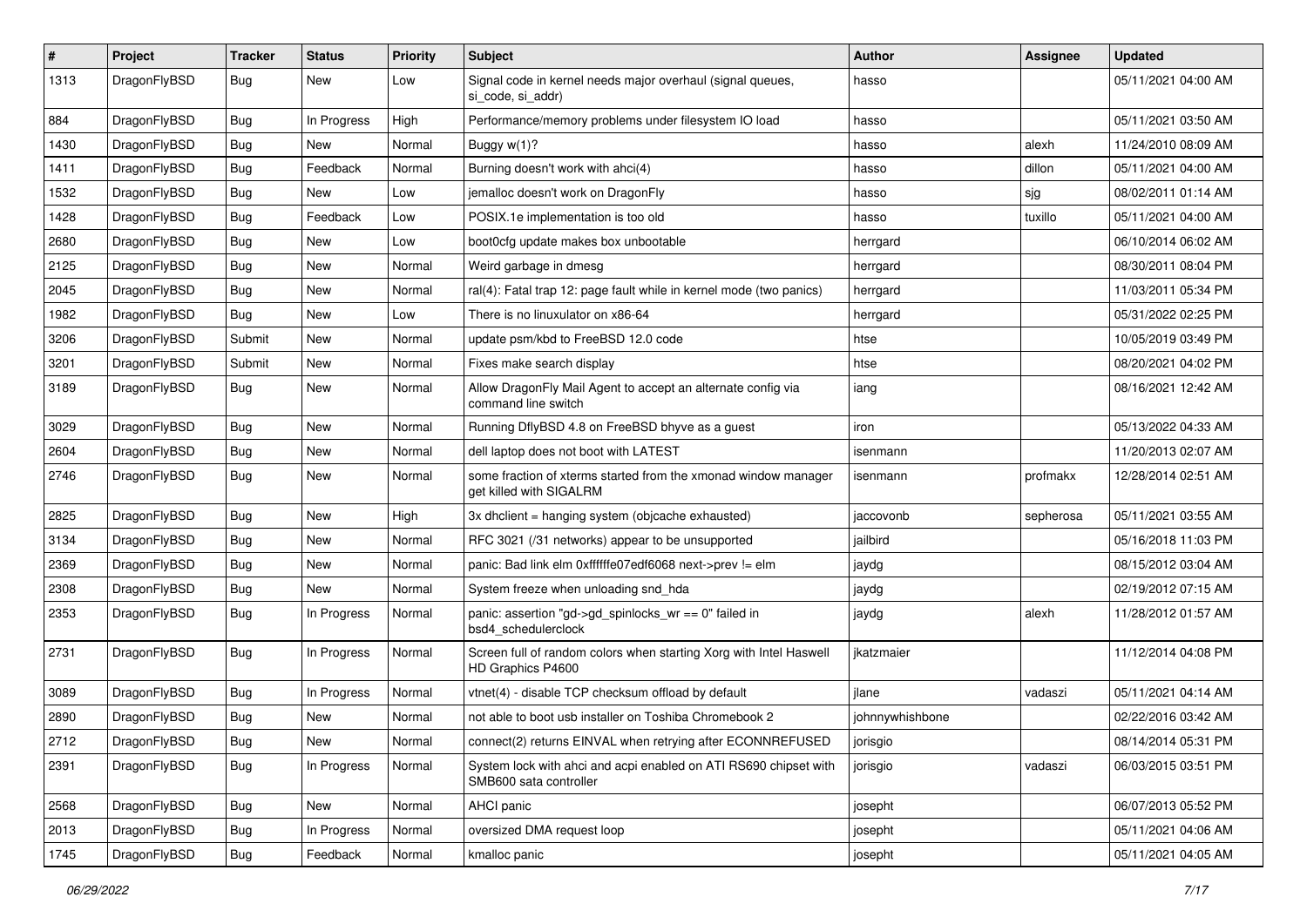| # | Project | Tracker | Status | Priority | Subject | Author | Assignee | Updated |
|---|---|---|---|---|---|---|---|---|
| 1313 | DragonFlyBSD | Bug | New | Low | Signal code in kernel needs major overhaul (signal queues, si_code, si_addr) | hasso | | 05/11/2021 04:00 AM |
| 884 | DragonFlyBSD | Bug | In Progress | High | Performance/memory problems under filesystem IO load | hasso | | 05/11/2021 03:50 AM |
| 1430 | DragonFlyBSD | Bug | New | Normal | Buggy w(1)? | hasso | alexh | 11/24/2010 08:09 AM |
| 1411 | DragonFlyBSD | Bug | Feedback | Normal | Burning doesn't work with ahci(4) | hasso | dillon | 05/11/2021 04:00 AM |
| 1532 | DragonFlyBSD | Bug | New | Low | jemalloc doesn't work on DragonFly | hasso | sjg | 08/02/2011 01:14 AM |
| 1428 | DragonFlyBSD | Bug | Feedback | Low | POSIX.1e implementation is too old | hasso | tuxillo | 05/11/2021 04:00 AM |
| 2680 | DragonFlyBSD | Bug | New | Low | boot0cfg update makes box unbootable | herrgard | | 06/10/2014 06:02 AM |
| 2125 | DragonFlyBSD | Bug | New | Normal | Weird garbage in dmesg | herrgard | | 08/30/2011 08:04 PM |
| 2045 | DragonFlyBSD | Bug | New | Normal | ral(4): Fatal trap 12: page fault while in kernel mode (two panics) | herrgard | | 11/03/2011 05:34 PM |
| 1982 | DragonFlyBSD | Bug | New | Low | There is no linuxulator on x86-64 | herrgard | | 05/31/2022 02:25 PM |
| 3206 | DragonFlyBSD | Submit | New | Normal | update psm/kbd to FreeBSD 12.0 code | htse | | 10/05/2019 03:49 PM |
| 3201 | DragonFlyBSD | Submit | New | Normal | Fixes make search display | htse | | 08/20/2021 04:02 PM |
| 3189 | DragonFlyBSD | Bug | New | Normal | Allow DragonFly Mail Agent to accept an alternate config via command line switch | iang | | 08/16/2021 12:42 AM |
| 3029 | DragonFlyBSD | Bug | New | Normal | Running DflyBSD 4.8 on FreeBSD bhyve as a guest | iron | | 05/13/2022 04:33 AM |
| 2604 | DragonFlyBSD | Bug | New | Normal | dell laptop does not boot with LATEST | isenmann | | 11/20/2013 02:07 AM |
| 2746 | DragonFlyBSD | Bug | New | Normal | some fraction of xterms started from the xmonad window manager get killed with SIGALRM | isenmann | profmakx | 12/28/2014 02:51 AM |
| 2825 | DragonFlyBSD | Bug | New | High | 3x dhclient = hanging system (objcache exhausted) | jaccovonb | sepherosa | 05/11/2021 03:55 AM |
| 3134 | DragonFlyBSD | Bug | New | Normal | RFC 3021 (/31 networks) appear to be unsupported | jailbird | | 05/16/2018 11:03 PM |
| 2369 | DragonFlyBSD | Bug | New | Normal | panic: Bad link elm 0xffffffe07edf6068 next->prev != elm | jaydg | | 08/15/2012 03:04 AM |
| 2308 | DragonFlyBSD | Bug | New | Normal | System freeze when unloading snd_hda | jaydg | | 02/19/2012 07:15 AM |
| 2353 | DragonFlyBSD | Bug | In Progress | Normal | panic: assertion "gd->gd_spinlocks_wr == 0" failed in bsd4_schedulerclock | jaydg | alexh | 11/28/2012 01:57 AM |
| 2731 | DragonFlyBSD | Bug | In Progress | Normal | Screen full of random colors when starting Xorg with Intel Haswell HD Graphics P4600 | jkatzmaier | | 11/12/2014 04:08 PM |
| 3089 | DragonFlyBSD | Bug | In Progress | Normal | vtnet(4) - disable TCP checksum offload by default | jlane | vadaszi | 05/11/2021 04:14 AM |
| 2890 | DragonFlyBSD | Bug | New | Normal | not able to boot usb installer on Toshiba Chromebook 2 | johnnywhishbone | | 02/22/2016 03:42 AM |
| 2712 | DragonFlyBSD | Bug | New | Normal | connect(2) returns EINVAL when retrying after ECONNREFUSED | jorisgio | | 08/14/2014 05:31 PM |
| 2391 | DragonFlyBSD | Bug | In Progress | Normal | System lock with ahci and acpi enabled on ATI RS690 chipset with SMB600 sata controller | jorisgio | vadaszi | 06/03/2015 03:51 PM |
| 2568 | DragonFlyBSD | Bug | New | Normal | AHCI panic | josepht | | 06/07/2013 05:52 PM |
| 2013 | DragonFlyBSD | Bug | In Progress | Normal | oversized DMA request loop | josepht | | 05/11/2021 04:06 AM |
| 1745 | DragonFlyBSD | Bug | Feedback | Normal | kmalloc panic | josepht | | 05/11/2021 04:05 AM |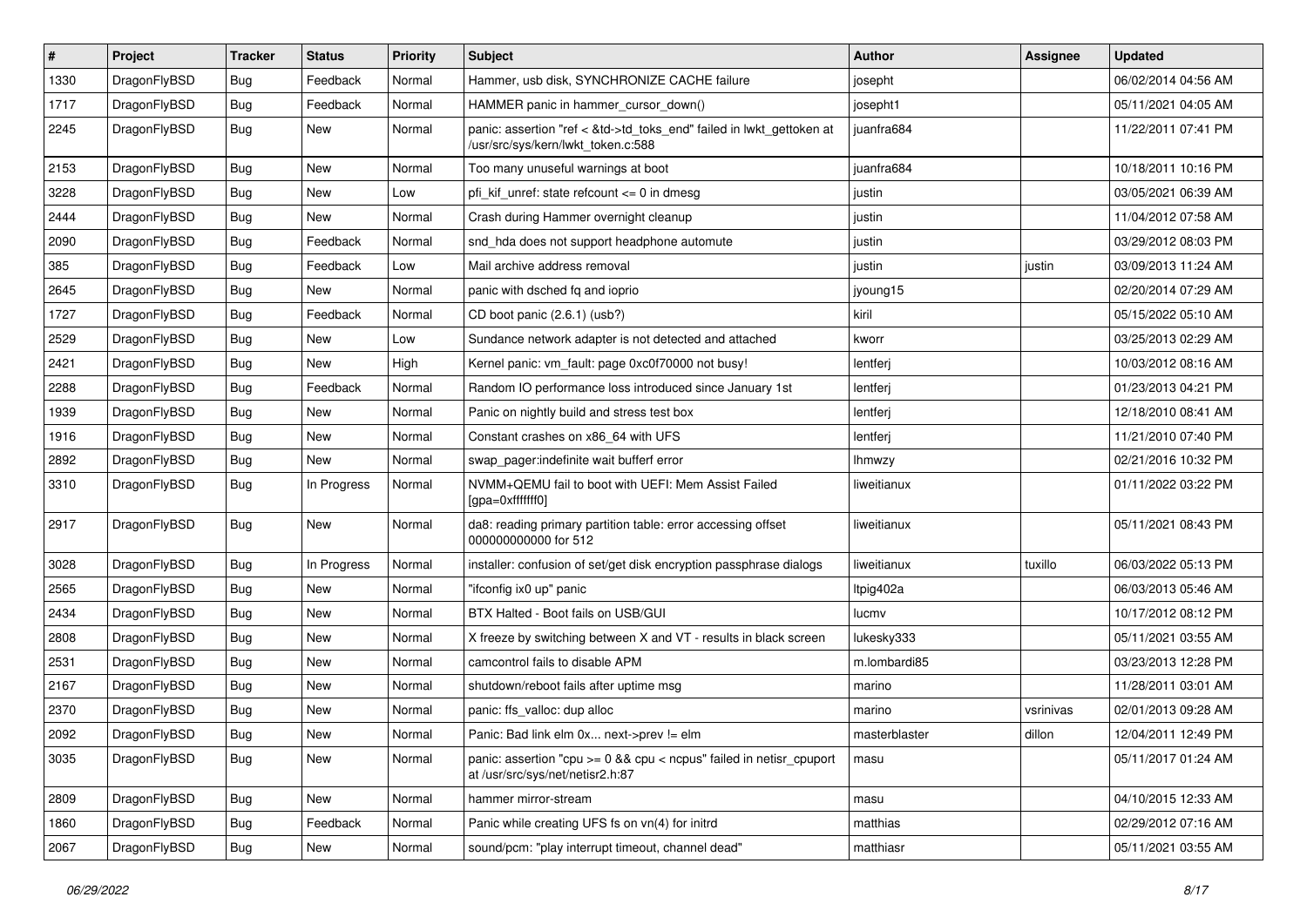| # | Project | Tracker | Status | Priority | Subject | Author | Assignee | Updated |
|---|---|---|---|---|---|---|---|---|
| 1330 | DragonFlyBSD | Bug | Feedback | Normal | Hammer, usb disk, SYNCHRONIZE CACHE failure | josepht | | 06/02/2014 04:56 AM |
| 1717 | DragonFlyBSD | Bug | Feedback | Normal | HAMMER panic in hammer_cursor_down() | josepht1 | | 05/11/2021 04:05 AM |
| 2245 | DragonFlyBSD | Bug | New | Normal | panic: assertion "ref < &td->td_toks_end" failed in lwkt_gettoken at /usr/src/sys/kern/lwkt_token.c:588 | juanfra684 | | 11/22/2011 07:41 PM |
| 2153 | DragonFlyBSD | Bug | New | Normal | Too many unuseful warnings at boot | juanfra684 | | 10/18/2011 10:16 PM |
| 3228 | DragonFlyBSD | Bug | New | Low | pfi_kif_unref: state refcount <= 0 in dmesg | justin | | 03/05/2021 06:39 AM |
| 2444 | DragonFlyBSD | Bug | New | Normal | Crash during Hammer overnight cleanup | justin | | 11/04/2012 07:58 AM |
| 2090 | DragonFlyBSD | Bug | Feedback | Normal | snd_hda does not support headphone automute | justin | | 03/29/2012 08:03 PM |
| 385 | DragonFlyBSD | Bug | Feedback | Low | Mail archive address removal | justin | justin | 03/09/2013 11:24 AM |
| 2645 | DragonFlyBSD | Bug | New | Normal | panic with dsched fq and ioprio | jyoung15 | | 02/20/2014 07:29 AM |
| 1727 | DragonFlyBSD | Bug | Feedback | Normal | CD boot panic (2.6.1) (usb?) | kiril | | 05/15/2022 05:10 AM |
| 2529 | DragonFlyBSD | Bug | New | Low | Sundance network adapter is not detected and attached | kworr | | 03/25/2013 02:29 AM |
| 2421 | DragonFlyBSD | Bug | New | High | Kernel panic: vm_fault: page 0xc0f70000 not busy! | lentferj | | 10/03/2012 08:16 AM |
| 2288 | DragonFlyBSD | Bug | Feedback | Normal | Random IO performance loss introduced since January 1st | lentferj | | 01/23/2013 04:21 PM |
| 1939 | DragonFlyBSD | Bug | New | Normal | Panic on nightly build and stress test box | lentferj | | 12/18/2010 08:41 AM |
| 1916 | DragonFlyBSD | Bug | New | Normal | Constant crashes on x86_64 with UFS | lentferj | | 11/21/2010 07:40 PM |
| 2892 | DragonFlyBSD | Bug | New | Normal | swap_pager:indefinite wait bufferf error | lhmwzy | | 02/21/2016 10:32 PM |
| 3310 | DragonFlyBSD | Bug | In Progress | Normal | NVMM+QEMU fail to boot with UEFI: Mem Assist Failed [gpa=0xfffffff0] | liweitianux | | 01/11/2022 03:22 PM |
| 2917 | DragonFlyBSD | Bug | New | Normal | da8: reading primary partition table: error accessing offset 000000000000 for 512 | liweitianux | | 05/11/2021 08:43 PM |
| 3028 | DragonFlyBSD | Bug | In Progress | Normal | installer: confusion of set/get disk encryption passphrase dialogs | liweitianux | tuxillo | 06/03/2022 05:13 PM |
| 2565 | DragonFlyBSD | Bug | New | Normal | "ifconfig ix0 up" panic | ltpig402a | | 06/03/2013 05:46 AM |
| 2434 | DragonFlyBSD | Bug | New | Normal | BTX Halted - Boot fails on USB/GUI | lucmv | | 10/17/2012 08:12 PM |
| 2808 | DragonFlyBSD | Bug | New | Normal | X freeze by switching between X and VT - results in black screen | lukesky333 | | 05/11/2021 03:55 AM |
| 2531 | DragonFlyBSD | Bug | New | Normal | camcontrol fails to disable APM | m.lombardi85 | | 03/23/2013 12:28 PM |
| 2167 | DragonFlyBSD | Bug | New | Normal | shutdown/reboot fails after uptime msg | marino | | 11/28/2011 03:01 AM |
| 2370 | DragonFlyBSD | Bug | New | Normal | panic: ffs_valloc: dup alloc | marino | vsrinivas | 02/01/2013 09:28 AM |
| 2092 | DragonFlyBSD | Bug | New | Normal | Panic: Bad link elm 0x... next->prev != elm | masterblaster | dillon | 12/04/2011 12:49 PM |
| 3035 | DragonFlyBSD | Bug | New | Normal | panic: assertion "cpu >= 0 && cpu < ncpus" failed in netisr_cpuport at /usr/src/sys/net/netisr2.h:87 | masu | | 05/11/2017 01:24 AM |
| 2809 | DragonFlyBSD | Bug | New | Normal | hammer mirror-stream | masu | | 04/10/2015 12:33 AM |
| 1860 | DragonFlyBSD | Bug | Feedback | Normal | Panic while creating UFS fs on vn(4) for initrd | matthias | | 02/29/2012 07:16 AM |
| 2067 | DragonFlyBSD | Bug | New | Normal | sound/pcm: "play interrupt timeout, channel dead" | matthiasr | | 05/11/2021 03:55 AM |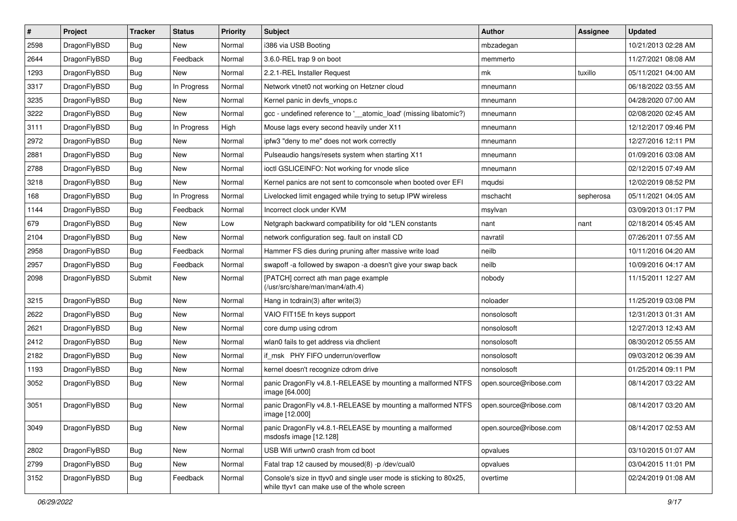| # | Project | Tracker | Status | Priority | Subject | Author | Assignee | Updated |
| --- | --- | --- | --- | --- | --- | --- | --- | --- |
| 2598 | DragonFlyBSD | Bug | New | Normal | i386 via USB Booting | mbzadegan | | 10/21/2013 02:28 AM |
| 2644 | DragonFlyBSD | Bug | Feedback | Normal | 3.6.0-REL trap 9 on boot | memmerto | | 11/27/2021 08:08 AM |
| 1293 | DragonFlyBSD | Bug | New | Normal | 2.2.1-REL Installer Request | mk | tuxillo | 05/11/2021 04:00 AM |
| 3317 | DragonFlyBSD | Bug | In Progress | Normal | Network vtnet0 not working on Hetzner cloud | mneumann | | 06/18/2022 03:55 AM |
| 3235 | DragonFlyBSD | Bug | New | Normal | Kernel panic in devfs_vnops.c | mneumann | | 04/28/2020 07:00 AM |
| 3222 | DragonFlyBSD | Bug | New | Normal | gcc - undefined reference to '__atomic_load' (missing libatomic?) | mneumann | | 02/08/2020 02:45 AM |
| 3111 | DragonFlyBSD | Bug | In Progress | High | Mouse lags every second heavily under X11 | mneumann | | 12/12/2017 09:46 PM |
| 2972 | DragonFlyBSD | Bug | New | Normal | ipfw3 "deny to me" does not work correctly | mneumann | | 12/27/2016 12:11 PM |
| 2881 | DragonFlyBSD | Bug | New | Normal | Pulseaudio hangs/resets system when starting X11 | mneumann | | 01/09/2016 03:08 AM |
| 2788 | DragonFlyBSD | Bug | New | Normal | ioctl GSLICEINFO: Not working for vnode slice | mneumann | | 02/12/2015 07:49 AM |
| 3218 | DragonFlyBSD | Bug | New | Normal | Kernel panics are not sent to comconsole when booted over EFI | mqudsi | | 12/02/2019 08:52 PM |
| 168 | DragonFlyBSD | Bug | In Progress | Normal | Livelocked limit engaged while trying to setup IPW wireless | mschacht | sepherosa | 05/11/2021 04:05 AM |
| 1144 | DragonFlyBSD | Bug | Feedback | Normal | Incorrect clock under KVM | msylvan | | 03/09/2013 01:17 PM |
| 679 | DragonFlyBSD | Bug | New | Low | Netgraph backward compatibility for old *LEN constants | nant | nant | 02/18/2014 05:45 AM |
| 2104 | DragonFlyBSD | Bug | New | Normal | network configuration seg. fault on install CD | navratil | | 07/26/2011 07:55 AM |
| 2958 | DragonFlyBSD | Bug | Feedback | Normal | Hammer FS dies during pruning after massive write load | neilb | | 10/11/2016 04:20 AM |
| 2957 | DragonFlyBSD | Bug | Feedback | Normal | swapoff -a followed by swapon -a doesn't give your swap back | neilb | | 10/09/2016 04:17 AM |
| 2098 | DragonFlyBSD | Submit | New | Normal | [PATCH] correct ath man page example (/usr/src/share/man/man4/ath.4) | nobody | | 11/15/2011 12:27 AM |
| 3215 | DragonFlyBSD | Bug | New | Normal | Hang in tcdrain(3) after write(3) | noloader | | 11/25/2019 03:08 PM |
| 2622 | DragonFlyBSD | Bug | New | Normal | VAIO FIT15E fn keys support | nonsolosoft | | 12/31/2013 01:31 AM |
| 2621 | DragonFlyBSD | Bug | New | Normal | core dump using cdrom | nonsolosoft | | 12/27/2013 12:43 AM |
| 2412 | DragonFlyBSD | Bug | New | Normal | wlan0 fails to get address via dhclient | nonsolosoft | | 08/30/2012 05:55 AM |
| 2182 | DragonFlyBSD | Bug | New | Normal | if_msk PHY FIFO underrun/overflow | nonsolosoft | | 09/03/2012 06:39 AM |
| 1193 | DragonFlyBSD | Bug | New | Normal | kernel doesn't recognize cdrom drive | nonsolosoft | | 01/25/2014 09:11 PM |
| 3052 | DragonFlyBSD | Bug | New | Normal | panic DragonFly v4.8.1-RELEASE by mounting a malformed NTFS image [64.000] | open.source@ribose.com | | 08/14/2017 03:22 AM |
| 3051 | DragonFlyBSD | Bug | New | Normal | panic DragonFly v4.8.1-RELEASE by mounting a malformed NTFS image [12.000] | open.source@ribose.com | | 08/14/2017 03:20 AM |
| 3049 | DragonFlyBSD | Bug | New | Normal | panic DragonFly v4.8.1-RELEASE by mounting a malformed msdosfs image [12.128] | open.source@ribose.com | | 08/14/2017 02:53 AM |
| 2802 | DragonFlyBSD | Bug | New | Normal | USB Wifi urtwn0 crash from cd boot | opvalues | | 03/10/2015 01:07 AM |
| 2799 | DragonFlyBSD | Bug | New | Normal | Fatal trap 12 caused by moused(8) -p /dev/cual0 | opvalues | | 03/04/2015 11:01 PM |
| 3152 | DragonFlyBSD | Bug | Feedback | Normal | Console's size in ttyv0 and single user mode is sticking to 80x25, while ttyv1 can make use of the whole screen | overtime | | 02/24/2019 01:08 AM |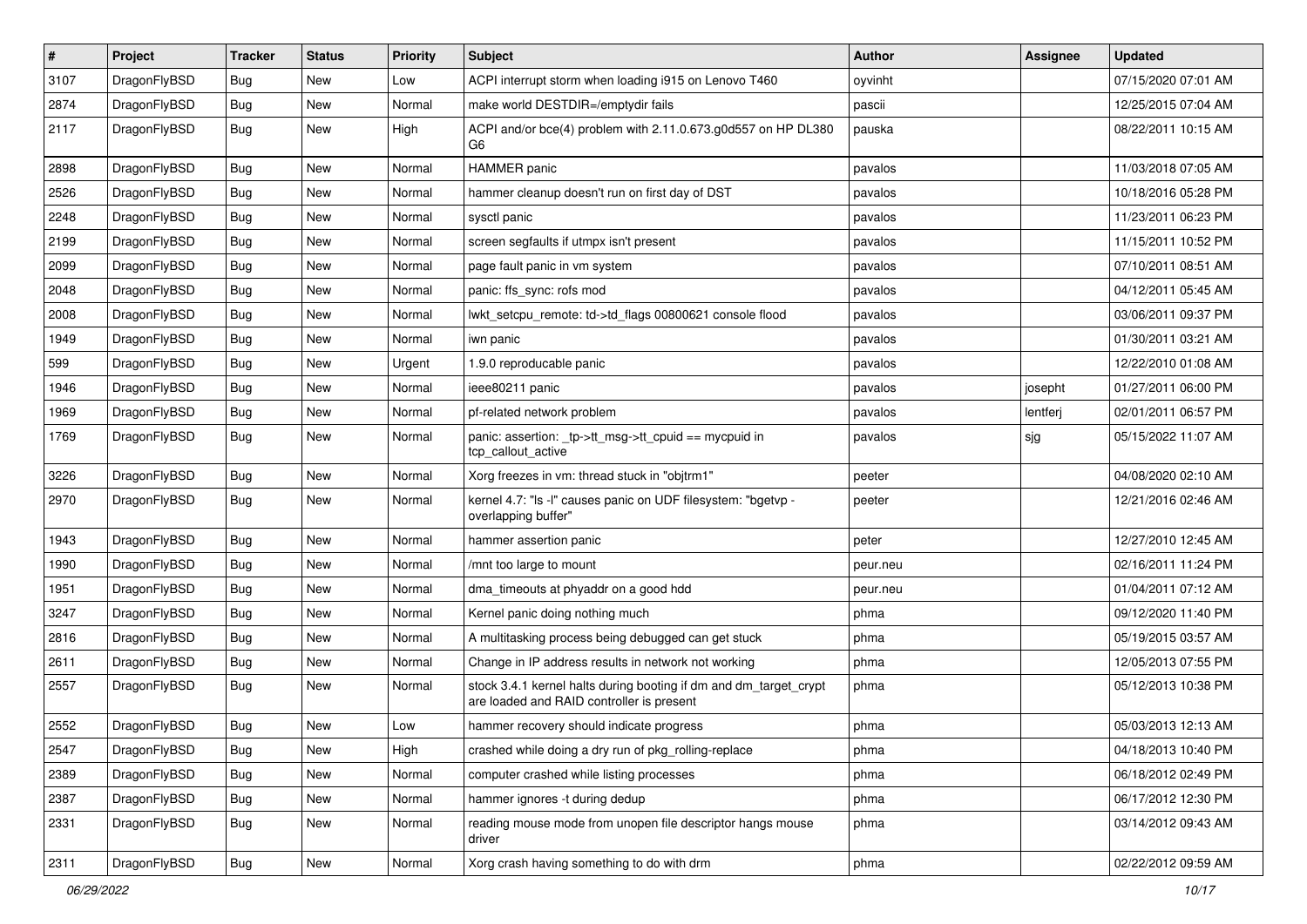| # | Project | Tracker | Status | Priority | Subject | Author | Assignee | Updated |
|---|---|---|---|---|---|---|---|---|
| 3107 | DragonFlyBSD | Bug | New | Low | ACPI interrupt storm when loading i915 on Lenovo T460 | oyvinht | | 07/15/2020 07:01 AM |
| 2874 | DragonFlyBSD | Bug | New | Normal | make world DESTDIR=/emptydir fails | pascii | | 12/25/2015 07:04 AM |
| 2117 | DragonFlyBSD | Bug | New | High | ACPI and/or bce(4) problem with 2.11.0.673.g0d557 on HP DL380 G6 | pauska | | 08/22/2011 10:15 AM |
| 2898 | DragonFlyBSD | Bug | New | Normal | HAMMER panic | pavalos | | 11/03/2018 07:05 AM |
| 2526 | DragonFlyBSD | Bug | New | Normal | hammer cleanup doesn't run on first day of DST | pavalos | | 10/18/2016 05:28 PM |
| 2248 | DragonFlyBSD | Bug | New | Normal | sysctl panic | pavalos | | 11/23/2011 06:23 PM |
| 2199 | DragonFlyBSD | Bug | New | Normal | screen segfaults if utmpx isn't present | pavalos | | 11/15/2011 10:52 PM |
| 2099 | DragonFlyBSD | Bug | New | Normal | page fault panic in vm system | pavalos | | 07/10/2011 08:51 AM |
| 2048 | DragonFlyBSD | Bug | New | Normal | panic: ffs_sync: rofs mod | pavalos | | 04/12/2011 05:45 AM |
| 2008 | DragonFlyBSD | Bug | New | Normal | lwkt_setcpu_remote: td->td_flags 00800621 console flood | pavalos | | 03/06/2011 09:37 PM |
| 1949 | DragonFlyBSD | Bug | New | Normal | iwn panic | pavalos | | 01/30/2011 03:21 AM |
| 599 | DragonFlyBSD | Bug | New | Urgent | 1.9.0 reproducable panic | pavalos | | 12/22/2010 01:08 AM |
| 1946 | DragonFlyBSD | Bug | New | Normal | ieee80211 panic | pavalos | josepht | 01/27/2011 06:00 PM |
| 1969 | DragonFlyBSD | Bug | New | Normal | pf-related network problem | pavalos | lentferj | 02/01/2011 06:57 PM |
| 1769 | DragonFlyBSD | Bug | New | Normal | panic: assertion: _tp->tt_msg->tt_cpuid == mycpuid in tcp_callout_active | pavalos | sjg | 05/15/2022 11:07 AM |
| 3226 | DragonFlyBSD | Bug | New | Normal | Xorg freezes in vm: thread stuck in "objtrm1" | peeter | | 04/08/2020 02:10 AM |
| 2970 | DragonFlyBSD | Bug | New | Normal | kernel 4.7: "ls -l" causes panic on UDF filesystem: "bgetvp - overlapping buffer" | peeter | | 12/21/2016 02:46 AM |
| 1943 | DragonFlyBSD | Bug | New | Normal | hammer assertion panic | peter | | 12/27/2010 12:45 AM |
| 1990 | DragonFlyBSD | Bug | New | Normal | /mnt too large to mount | peur.neu | | 02/16/2011 11:24 PM |
| 1951 | DragonFlyBSD | Bug | New | Normal | dma_timeouts at phyaddr on a good hdd | peur.neu | | 01/04/2011 07:12 AM |
| 3247 | DragonFlyBSD | Bug | New | Normal | Kernel panic doing nothing much | phma | | 09/12/2020 11:40 PM |
| 2816 | DragonFlyBSD | Bug | New | Normal | A multitasking process being debugged can get stuck | phma | | 05/19/2015 03:57 AM |
| 2611 | DragonFlyBSD | Bug | New | Normal | Change in IP address results in network not working | phma | | 12/05/2013 07:55 PM |
| 2557 | DragonFlyBSD | Bug | New | Normal | stock 3.4.1 kernel halts during booting if dm and dm_target_crypt are loaded and RAID controller is present | phma | | 05/12/2013 10:38 PM |
| 2552 | DragonFlyBSD | Bug | New | Low | hammer recovery should indicate progress | phma | | 05/03/2013 12:13 AM |
| 2547 | DragonFlyBSD | Bug | New | High | crashed while doing a dry run of pkg_rolling-replace | phma | | 04/18/2013 10:40 PM |
| 2389 | DragonFlyBSD | Bug | New | Normal | computer crashed while listing processes | phma | | 06/18/2012 02:49 PM |
| 2387 | DragonFlyBSD | Bug | New | Normal | hammer ignores -t during dedup | phma | | 06/17/2012 12:30 PM |
| 2331 | DragonFlyBSD | Bug | New | Normal | reading mouse mode from unopen file descriptor hangs mouse driver | phma | | 03/14/2012 09:43 AM |
| 2311 | DragonFlyBSD | Bug | New | Normal | Xorg crash having something to do with drm | phma | | 02/22/2012 09:59 AM |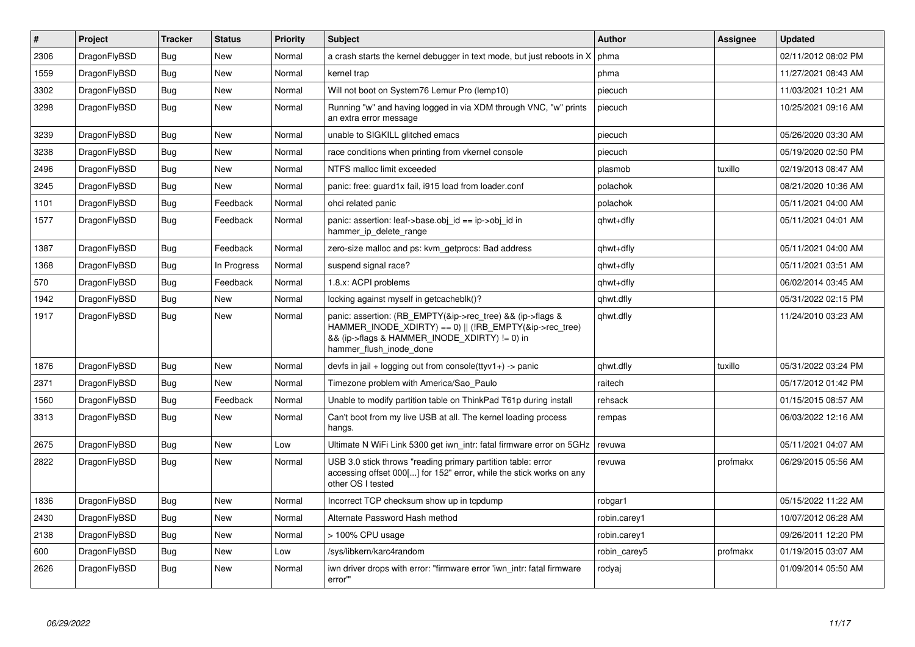| # | Project | Tracker | Status | Priority | Subject | Author | Assignee | Updated |
| --- | --- | --- | --- | --- | --- | --- | --- | --- |
| 2306 | DragonFlyBSD | Bug | New | Normal | a crash starts the kernel debugger in text mode, but just reboots in X | phma | | 02/11/2012 08:02 PM |
| 1559 | DragonFlyBSD | Bug | New | Normal | kernel trap | phma | | 11/27/2021 08:43 AM |
| 3302 | DragonFlyBSD | Bug | New | Normal | Will not boot on System76 Lemur Pro (lemp10) | piecuch | | 11/03/2021 10:21 AM |
| 3298 | DragonFlyBSD | Bug | New | Normal | Running "w" and having logged in via XDM through VNC, "w" prints an extra error message | piecuch | | 10/25/2021 09:16 AM |
| 3239 | DragonFlyBSD | Bug | New | Normal | unable to SIGKILL glitched emacs | piecuch | | 05/26/2020 03:30 AM |
| 3238 | DragonFlyBSD | Bug | New | Normal | race conditions when printing from vkernel console | piecuch | | 05/19/2020 02:50 PM |
| 2496 | DragonFlyBSD | Bug | New | Normal | NTFS malloc limit exceeded | plasmob | tuxillo | 02/19/2013 08:47 AM |
| 3245 | DragonFlyBSD | Bug | New | Normal | panic: free: guard1x fail, i915 load from loader.conf | polachok | | 08/21/2020 10:36 AM |
| 1101 | DragonFlyBSD | Bug | Feedback | Normal | ohci related panic | polachok | | 05/11/2021 04:00 AM |
| 1577 | DragonFlyBSD | Bug | Feedback | Normal | panic: assertion: leaf->base.obj_id == ip->obj_id in hammer_ip_delete_range | qhwt+dfly | | 05/11/2021 04:01 AM |
| 1387 | DragonFlyBSD | Bug | Feedback | Normal | zero-size malloc and ps: kvm_getprocs: Bad address | qhwt+dfly | | 05/11/2021 04:00 AM |
| 1368 | DragonFlyBSD | Bug | In Progress | Normal | suspend signal race? | qhwt+dfly | | 05/11/2021 03:51 AM |
| 570 | DragonFlyBSD | Bug | Feedback | Normal | 1.8.x: ACPI problems | qhwt+dfly | | 06/02/2014 03:45 AM |
| 1942 | DragonFlyBSD | Bug | New | Normal | locking against myself in getcacheblk()? | qhwt.dfly | | 05/31/2022 02:15 PM |
| 1917 | DragonFlyBSD | Bug | New | Normal | panic: assertion: (RB_EMPTY(&ip->rec_tree) && (ip->flags & HAMMER_INODE_XDIRTY) == 0) \|\| (!RB_EMPTY(&ip->rec_tree) && (ip->flags & HAMMER_INODE_XDIRTY) != 0) in hammer_flush_inode_done | qhwt.dfly | | 11/24/2010 03:23 AM |
| 1876 | DragonFlyBSD | Bug | New | Normal | devfs in jail + logging out from console(ttyv1+) -> panic | qhwt.dfly | tuxillo | 05/31/2022 03:24 PM |
| 2371 | DragonFlyBSD | Bug | New | Normal | Timezone problem with America/Sao_Paulo | raitech | | 05/17/2012 01:42 PM |
| 1560 | DragonFlyBSD | Bug | Feedback | Normal | Unable to modify partition table on ThinkPad T61p during install | rehsack | | 01/15/2015 08:57 AM |
| 3313 | DragonFlyBSD | Bug | New | Normal | Can't boot from my live USB at all. The kernel loading process hangs. | rempas | | 06/03/2022 12:16 AM |
| 2675 | DragonFlyBSD | Bug | New | Low | Ultimate N WiFi Link 5300 get iwn_intr: fatal firmware error on 5GHz | revuwa | | 05/11/2021 04:07 AM |
| 2822 | DragonFlyBSD | Bug | New | Normal | USB 3.0 stick throws "reading primary partition table: error accessing offset 000[...] for 152" error, while the stick works on any other OS I tested | revuwa | profmakx | 06/29/2015 05:56 AM |
| 1836 | DragonFlyBSD | Bug | New | Normal | Incorrect TCP checksum show up in tcpdump | robgar1 | | 05/15/2022 11:22 AM |
| 2430 | DragonFlyBSD | Bug | New | Normal | Alternate Password Hash method | robin.carey1 | | 10/07/2012 06:28 AM |
| 2138 | DragonFlyBSD | Bug | New | Normal | > 100% CPU usage | robin.carey1 | | 09/26/2011 12:20 PM |
| 600 | DragonFlyBSD | Bug | New | Low | /sys/libkern/karc4random | robin_carey5 | profmakx | 01/19/2015 03:07 AM |
| 2626 | DragonFlyBSD | Bug | New | Normal | iwn driver drops with error: "firmware error 'iwn_intr: fatal firmware error'" | rodyaj | | 01/09/2014 05:50 AM |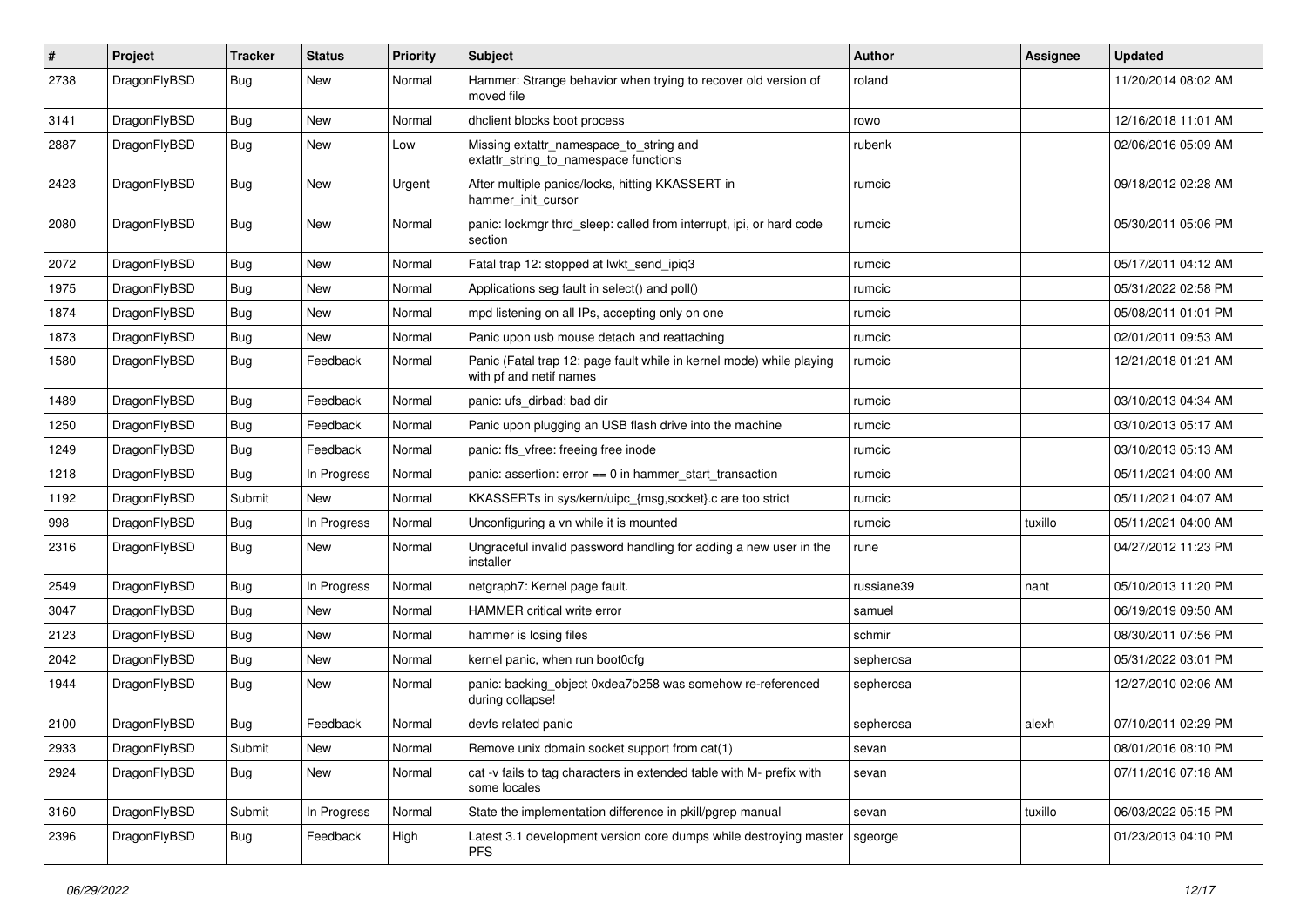| # | Project | Tracker | Status | Priority | Subject | Author | Assignee | Updated |
|---|---|---|---|---|---|---|---|---|
| 2738 | DragonFlyBSD | Bug | New | Normal | Hammer: Strange behavior when trying to recover old version of moved file | roland | | 11/20/2014 08:02 AM |
| 3141 | DragonFlyBSD | Bug | New | Normal | dhclient blocks boot process | rowo | | 12/16/2018 11:01 AM |
| 2887 | DragonFlyBSD | Bug | New | Low | Missing extattr_namespace_to_string and extattr_string_to_namespace functions | rubenk | | 02/06/2016 05:09 AM |
| 2423 | DragonFlyBSD | Bug | New | Urgent | After multiple panics/locks, hitting KKASSERT in hammer_init_cursor | rumcic | | 09/18/2012 02:28 AM |
| 2080 | DragonFlyBSD | Bug | New | Normal | panic: lockmgr thrd_sleep: called from interrupt, ipi, or hard code section | rumcic | | 05/30/2011 05:06 PM |
| 2072 | DragonFlyBSD | Bug | New | Normal | Fatal trap 12: stopped at lwkt_send_ipiq3 | rumcic | | 05/17/2011 04:12 AM |
| 1975 | DragonFlyBSD | Bug | New | Normal | Applications seg fault in select() and poll() | rumcic | | 05/31/2022 02:58 PM |
| 1874 | DragonFlyBSD | Bug | New | Normal | mpd listening on all IPs, accepting only on one | rumcic | | 05/08/2011 01:01 PM |
| 1873 | DragonFlyBSD | Bug | New | Normal | Panic upon usb mouse detach and reattaching | rumcic | | 02/01/2011 09:53 AM |
| 1580 | DragonFlyBSD | Bug | Feedback | Normal | Panic (Fatal trap 12: page fault while in kernel mode) while playing with pf and netif names | rumcic | | 12/21/2018 01:21 AM |
| 1489 | DragonFlyBSD | Bug | Feedback | Normal | panic: ufs_dirbad: bad dir | rumcic | | 03/10/2013 04:34 AM |
| 1250 | DragonFlyBSD | Bug | Feedback | Normal | Panic upon plugging an USB flash drive into the machine | rumcic | | 03/10/2013 05:17 AM |
| 1249 | DragonFlyBSD | Bug | Feedback | Normal | panic: ffs_vfree: freeing free inode | rumcic | | 03/10/2013 05:13 AM |
| 1218 | DragonFlyBSD | Bug | In Progress | Normal | panic: assertion: error == 0 in hammer_start_transaction | rumcic | | 05/11/2021 04:00 AM |
| 1192 | DragonFlyBSD | Submit | New | Normal | KKASSERTs in sys/kern/uipc_{msg,socket}.c are too strict | rumcic | | 05/11/2021 04:07 AM |
| 998 | DragonFlyBSD | Bug | In Progress | Normal | Unconfiguring a vn while it is mounted | rumcic | tuxillo | 05/11/2021 04:00 AM |
| 2316 | DragonFlyBSD | Bug | New | Normal | Ungraceful invalid password handling for adding a new user in the installer | rune | | 04/27/2012 11:23 PM |
| 2549 | DragonFlyBSD | Bug | In Progress | Normal | netgraph7: Kernel page fault. | russiane39 | nant | 05/10/2013 11:20 PM |
| 3047 | DragonFlyBSD | Bug | New | Normal | HAMMER critical write error | samuel | | 06/19/2019 09:50 AM |
| 2123 | DragonFlyBSD | Bug | New | Normal | hammer is losing files | schmir | | 08/30/2011 07:56 PM |
| 2042 | DragonFlyBSD | Bug | New | Normal | kernel panic, when run boot0cfg | sepherosa | | 05/31/2022 03:01 PM |
| 1944 | DragonFlyBSD | Bug | New | Normal | panic: backing_object 0xdea7b258 was somehow re-referenced during collapse! | sepherosa | | 12/27/2010 02:06 AM |
| 2100 | DragonFlyBSD | Bug | Feedback | Normal | devfs related panic | sepherosa | alexh | 07/10/2011 02:29 PM |
| 2933 | DragonFlyBSD | Submit | New | Normal | Remove unix domain socket support from cat(1) | sevan | | 08/01/2016 08:10 PM |
| 2924 | DragonFlyBSD | Bug | New | Normal | cat -v fails to tag characters in extended table with M- prefix with some locales | sevan | | 07/11/2016 07:18 AM |
| 3160 | DragonFlyBSD | Submit | In Progress | Normal | State the implementation difference in pkill/pgrep manual | sevan | tuxillo | 06/03/2022 05:15 PM |
| 2396 | DragonFlyBSD | Bug | Feedback | High | Latest 3.1 development version core dumps while destroying master PFS | sgeorge | | 01/23/2013 04:10 PM |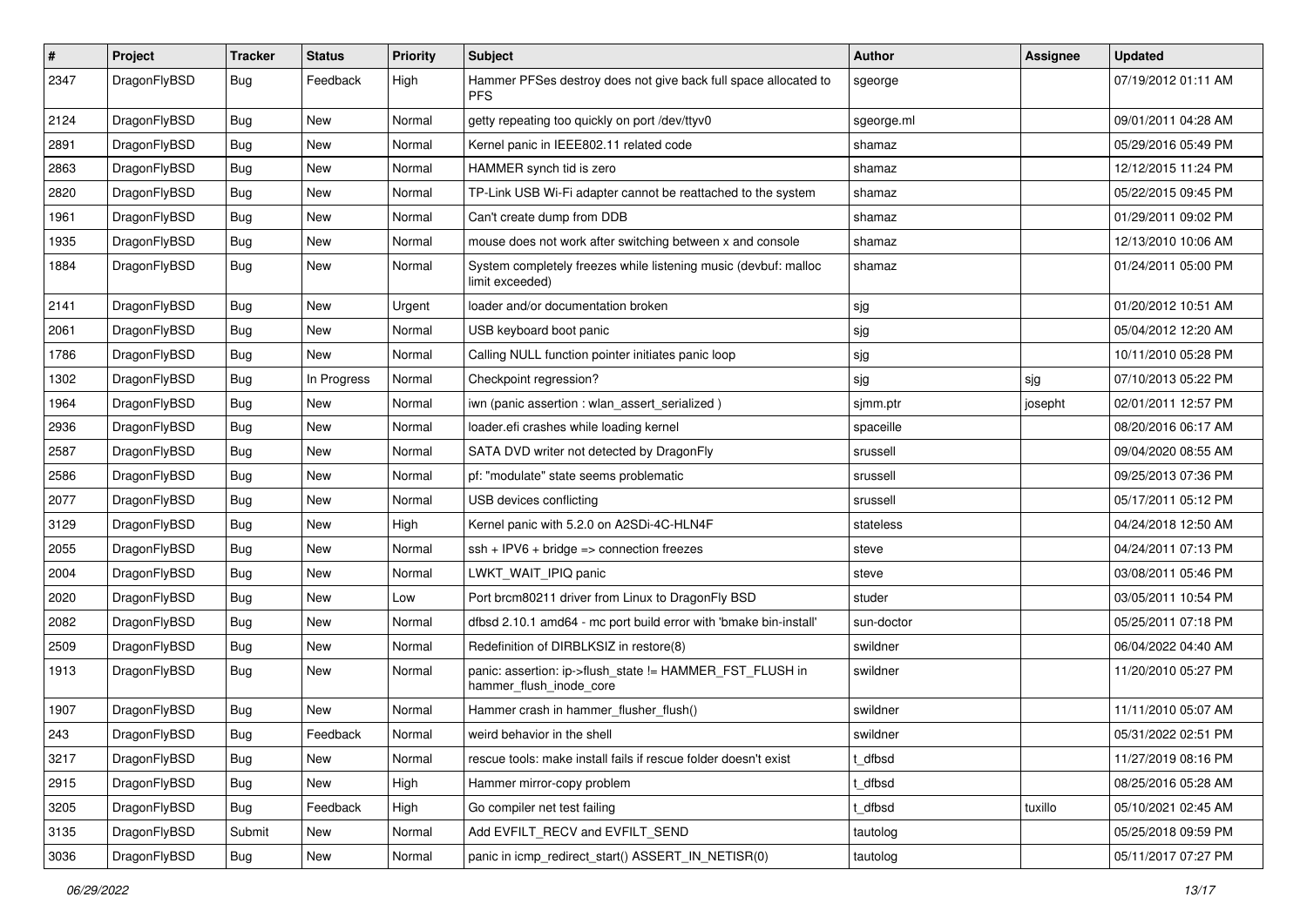| # | Project | Tracker | Status | Priority | Subject | Author | Assignee | Updated |
|---|---|---|---|---|---|---|---|---|
| 2347 | DragonFlyBSD | Bug | Feedback | High | Hammer PFSes destroy does not give back full space allocated to PFS | sgeorge | | 07/19/2012 01:11 AM |
| 2124 | DragonFlyBSD | Bug | New | Normal | getty repeating too quickly on port /dev/ttyv0 | sgeorge.ml | | 09/01/2011 04:28 AM |
| 2891 | DragonFlyBSD | Bug | New | Normal | Kernel panic in IEEE802.11 related code | shamaz | | 05/29/2016 05:49 PM |
| 2863 | DragonFlyBSD | Bug | New | Normal | HAMMER synch tid is zero | shamaz | | 12/12/2015 11:24 PM |
| 2820 | DragonFlyBSD | Bug | New | Normal | TP-Link USB Wi-Fi adapter cannot be reattached to the system | shamaz | | 05/22/2015 09:45 PM |
| 1961 | DragonFlyBSD | Bug | New | Normal | Can't create dump from DDB | shamaz | | 01/29/2011 09:02 PM |
| 1935 | DragonFlyBSD | Bug | New | Normal | mouse does not work after switching between x and console | shamaz | | 12/13/2010 10:06 AM |
| 1884 | DragonFlyBSD | Bug | New | Normal | System completely freezes while listening music (devbuf: malloc limit exceeded) | shamaz | | 01/24/2011 05:00 PM |
| 2141 | DragonFlyBSD | Bug | New | Urgent | loader and/or documentation broken | sjg | | 01/20/2012 10:51 AM |
| 2061 | DragonFlyBSD | Bug | New | Normal | USB keyboard boot panic | sjg | | 05/04/2012 12:20 AM |
| 1786 | DragonFlyBSD | Bug | New | Normal | Calling NULL function pointer initiates panic loop | sjg | | 10/11/2010 05:28 PM |
| 1302 | DragonFlyBSD | Bug | In Progress | Normal | Checkpoint regression? | sjg | sjg | 07/10/2013 05:22 PM |
| 1964 | DragonFlyBSD | Bug | New | Normal | iwn (panic assertion : wlan_assert_serialized ) | sjmm.ptr | josepht | 02/01/2011 12:57 PM |
| 2936 | DragonFlyBSD | Bug | New | Normal | loader.efi crashes while loading kernel | spaceille | | 08/20/2016 06:17 AM |
| 2587 | DragonFlyBSD | Bug | New | Normal | SATA DVD writer not detected by DragonFly | srussell | | 09/04/2020 08:55 AM |
| 2586 | DragonFlyBSD | Bug | New | Normal | pf: "modulate" state seems problematic | srussell | | 09/25/2013 07:36 PM |
| 2077 | DragonFlyBSD | Bug | New | Normal | USB devices conflicting | srussell | | 05/17/2011 05:12 PM |
| 3129 | DragonFlyBSD | Bug | New | High | Kernel panic with 5.2.0 on A2SDi-4C-HLN4F | stateless | | 04/24/2018 12:50 AM |
| 2055 | DragonFlyBSD | Bug | New | Normal | ssh + IPV6 + bridge => connection freezes | steve | | 04/24/2011 07:13 PM |
| 2004 | DragonFlyBSD | Bug | New | Normal | LWKT_WAIT_IPIQ panic | steve | | 03/08/2011 05:46 PM |
| 2020 | DragonFlyBSD | Bug | New | Low | Port brcm80211 driver from Linux to DragonFly BSD | studer | | 03/05/2011 10:54 PM |
| 2082 | DragonFlyBSD | Bug | New | Normal | dfbsd 2.10.1 amd64 - mc port build error with 'bmake bin-install' | sun-doctor | | 05/25/2011 07:18 PM |
| 2509 | DragonFlyBSD | Bug | New | Normal | Redefinition of DIRBLKSIZ in restore(8) | swildner | | 06/04/2022 04:40 AM |
| 1913 | DragonFlyBSD | Bug | New | Normal | panic: assertion: ip->flush_state != HAMMER_FST_FLUSH in hammer_flush_inode_core | swildner | | 11/20/2010 05:27 PM |
| 1907 | DragonFlyBSD | Bug | New | Normal | Hammer crash in hammer_flusher_flush() | swildner | | 11/11/2010 05:07 AM |
| 243 | DragonFlyBSD | Bug | Feedback | Normal | weird behavior in the shell | swildner | | 05/31/2022 02:51 PM |
| 3217 | DragonFlyBSD | Bug | New | Normal | rescue tools: make install fails if rescue folder doesn't exist | t_dfbsd | | 11/27/2019 08:16 PM |
| 2915 | DragonFlyBSD | Bug | New | High | Hammer mirror-copy problem | t_dfbsd | | 08/25/2016 05:28 AM |
| 3205 | DragonFlyBSD | Bug | Feedback | High | Go compiler net test failing | t_dfbsd | tuxillo | 05/10/2021 02:45 AM |
| 3135 | DragonFlyBSD | Submit | New | Normal | Add EVFILT_RECV and EVFILT_SEND | tautolog | | 05/25/2018 09:59 PM |
| 3036 | DragonFlyBSD | Bug | New | Normal | panic in icmp_redirect_start() ASSERT_IN_NETISR(0) | tautolog | | 05/11/2017 07:27 PM |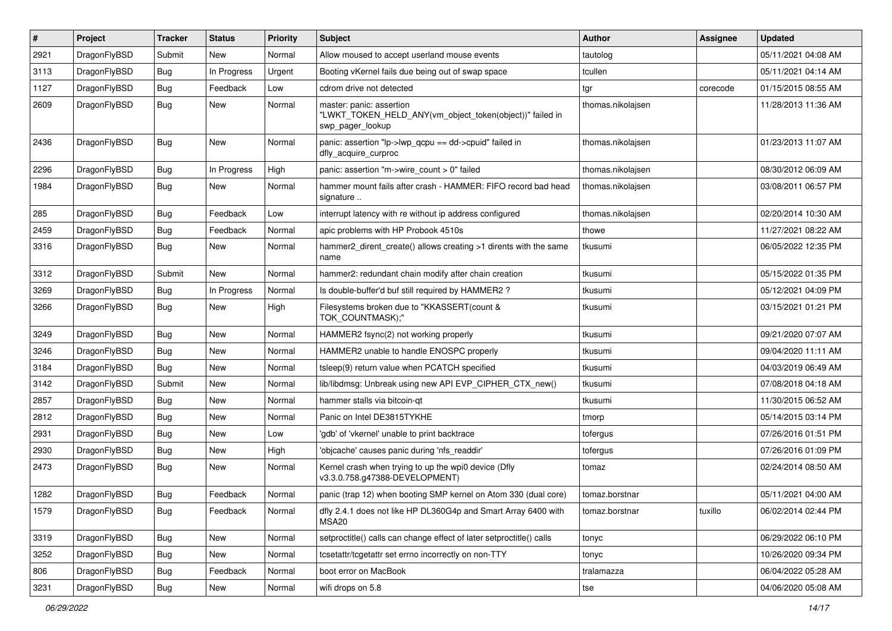| # | Project | Tracker | Status | Priority | Subject | Author | Assignee | Updated |
|---|---|---|---|---|---|---|---|---|
| 2921 | DragonFlyBSD | Submit | New | Normal | Allow moused to accept userland mouse events | tautolog | | 05/11/2021 04:08 AM |
| 3113 | DragonFlyBSD | Bug | In Progress | Urgent | Booting vKernel fails due being out of swap space | tcullen | | 05/11/2021 04:14 AM |
| 1127 | DragonFlyBSD | Bug | Feedback | Low | cdrom drive not detected | tgr | corecode | 01/15/2015 08:55 AM |
| 2609 | DragonFlyBSD | Bug | New | Normal | master: panic: assertion "LWKT_TOKEN_HELD_ANY(vm_object_token(object))" failed in swp_pager_lookup | thomas.nikolajsen | | 11/28/2013 11:36 AM |
| 2436 | DragonFlyBSD | Bug | New | Normal | panic: assertion "lp->lwp_qcpu == dd->cpuid" failed in dfly_acquire_curproc | thomas.nikolajsen | | 01/23/2013 11:07 AM |
| 2296 | DragonFlyBSD | Bug | In Progress | High | panic: assertion "m->wire_count > 0" failed | thomas.nikolajsen | | 08/30/2012 06:09 AM |
| 1984 | DragonFlyBSD | Bug | New | Normal | hammer mount fails after crash - HAMMER: FIFO record bad head signature .. | thomas.nikolajsen | | 03/08/2011 06:57 PM |
| 285 | DragonFlyBSD | Bug | Feedback | Low | interrupt latency with re without ip address configured | thomas.nikolajsen | | 02/20/2014 10:30 AM |
| 2459 | DragonFlyBSD | Bug | Feedback | Normal | apic problems with HP Probook 4510s | thowe | | 11/27/2021 08:22 AM |
| 3316 | DragonFlyBSD | Bug | New | Normal | hammer2_dirent_create() allows creating >1 dirents with the same name | tkusumi | | 06/05/2022 12:35 PM |
| 3312 | DragonFlyBSD | Submit | New | Normal | hammer2: redundant chain modify after chain creation | tkusumi | | 05/15/2022 01:35 PM |
| 3269 | DragonFlyBSD | Bug | In Progress | Normal | Is double-buffer'd buf still required by HAMMER2 ? | tkusumi | | 05/12/2021 04:09 PM |
| 3266 | DragonFlyBSD | Bug | New | High | Filesystems broken due to "KKASSERT(count & TOK_COUNTMASK);" | tkusumi | | 03/15/2021 01:21 PM |
| 3249 | DragonFlyBSD | Bug | New | Normal | HAMMER2 fsync(2) not working properly | tkusumi | | 09/21/2020 07:07 AM |
| 3246 | DragonFlyBSD | Bug | New | Normal | HAMMER2 unable to handle ENOSPC properly | tkusumi | | 09/04/2020 11:11 AM |
| 3184 | DragonFlyBSD | Bug | New | Normal | tsleep(9) return value when PCATCH specified | tkusumi | | 04/03/2019 06:49 AM |
| 3142 | DragonFlyBSD | Submit | New | Normal | lib/libdmsg: Unbreak using new API EVP_CIPHER_CTX_new() | tkusumi | | 07/08/2018 04:18 AM |
| 2857 | DragonFlyBSD | Bug | New | Normal | hammer stalls via bitcoin-qt | tkusumi | | 11/30/2015 06:52 AM |
| 2812 | DragonFlyBSD | Bug | New | Normal | Panic on Intel DE3815TYKHE | tmorp | | 05/14/2015 03:14 PM |
| 2931 | DragonFlyBSD | Bug | New | Low | 'gdb' of 'vkernel' unable to print backtrace | tofergus | | 07/26/2016 01:51 PM |
| 2930 | DragonFlyBSD | Bug | New | High | 'objcache' causes panic during 'nfs_readdir' | tofergus | | 07/26/2016 01:09 PM |
| 2473 | DragonFlyBSD | Bug | New | Normal | Kernel crash when trying to up the wpi0 device (Dfly v3.3.0.758.g47388-DEVELOPMENT) | tomaz | | 02/24/2014 08:50 AM |
| 1282 | DragonFlyBSD | Bug | Feedback | Normal | panic (trap 12) when booting SMP kernel on Atom 330 (dual core) | tomaz.borstnar | | 05/11/2021 04:00 AM |
| 1579 | DragonFlyBSD | Bug | Feedback | Normal | dfly 2.4.1 does not like HP DL360G4p and Smart Array 6400 with MSA20 | tomaz.borstnar | tuxillo | 06/02/2014 02:44 PM |
| 3319 | DragonFlyBSD | Bug | New | Normal | setproctitle() calls can change effect of later setproctitle() calls | tonyc | | 06/29/2022 06:10 PM |
| 3252 | DragonFlyBSD | Bug | New | Normal | tcsetattr/tcgetattr set errno incorrectly on non-TTY | tonyc | | 10/26/2020 09:34 PM |
| 806 | DragonFlyBSD | Bug | Feedback | Normal | boot error on MacBook | tralamazza | | 06/04/2022 05:28 AM |
| 3231 | DragonFlyBSD | Bug | New | Normal | wifi drops on 5.8 | tse | | 04/06/2020 05:08 AM |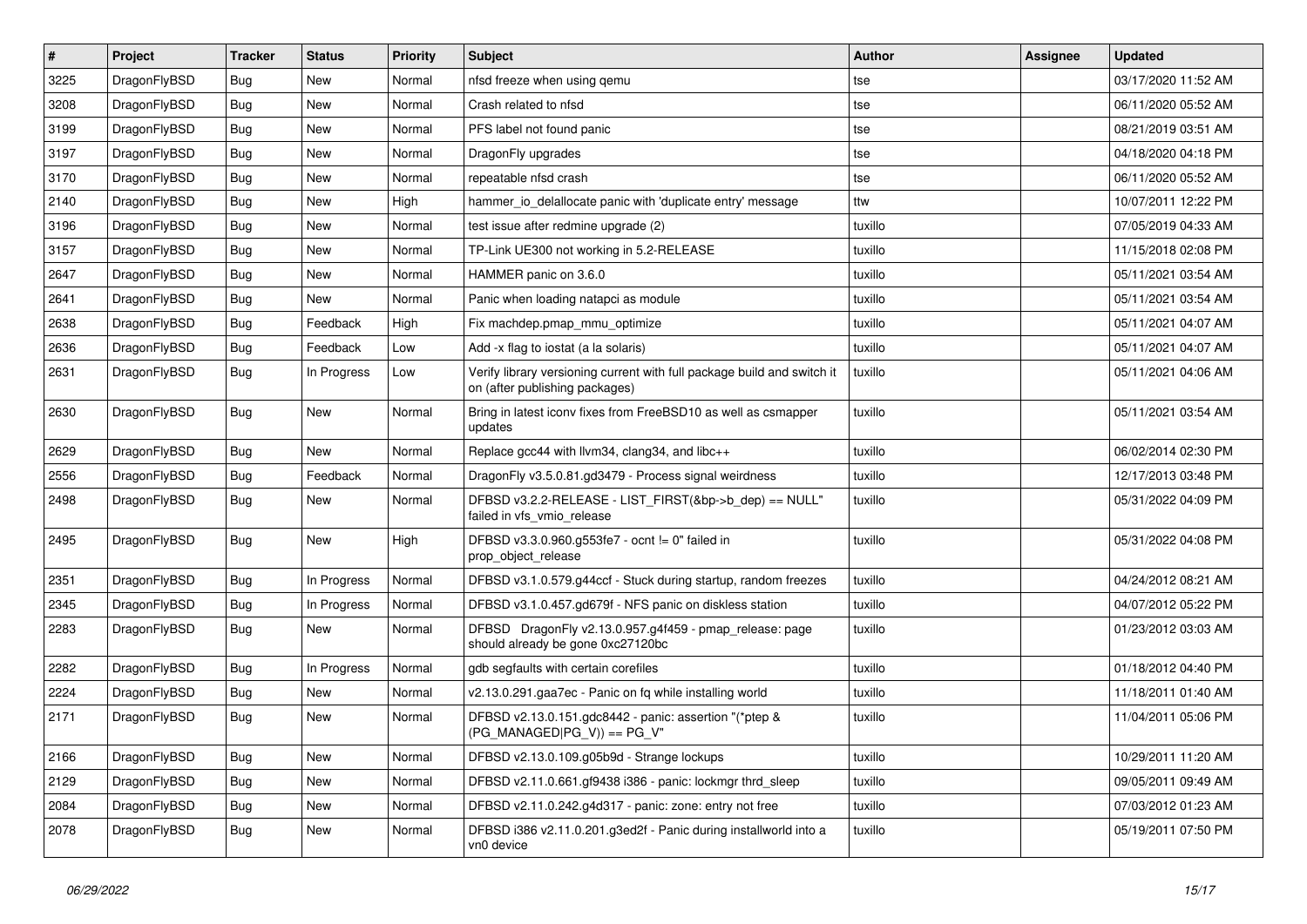| # | Project | Tracker | Status | Priority | Subject | Author | Assignee | Updated |
|---|---|---|---|---|---|---|---|---|
| 3225 | DragonFlyBSD | Bug | New | Normal | nfsd freeze when using qemu | tse | | 03/17/2020 11:52 AM |
| 3208 | DragonFlyBSD | Bug | New | Normal | Crash related to nfsd | tse | | 06/11/2020 05:52 AM |
| 3199 | DragonFlyBSD | Bug | New | Normal | PFS label not found panic | tse | | 08/21/2019 03:51 AM |
| 3197 | DragonFlyBSD | Bug | New | Normal | DragonFly upgrades | tse | | 04/18/2020 04:18 PM |
| 3170 | DragonFlyBSD | Bug | New | Normal | repeatable nfsd crash | tse | | 06/11/2020 05:52 AM |
| 2140 | DragonFlyBSD | Bug | New | High | hammer_io_delallocate panic with 'duplicate entry' message | ttw | | 10/07/2011 12:22 PM |
| 3196 | DragonFlyBSD | Bug | New | Normal | test issue after redmine upgrade (2) | tuxillo | | 07/05/2019 04:33 AM |
| 3157 | DragonFlyBSD | Bug | New | Normal | TP-Link UE300 not working in 5.2-RELEASE | tuxillo | | 11/15/2018 02:08 PM |
| 2647 | DragonFlyBSD | Bug | New | Normal | HAMMER panic on 3.6.0 | tuxillo | | 05/11/2021 03:54 AM |
| 2641 | DragonFlyBSD | Bug | New | Normal | Panic when loading natapci as module | tuxillo | | 05/11/2021 03:54 AM |
| 2638 | DragonFlyBSD | Bug | Feedback | High | Fix machdep.pmap_mmu_optimize | tuxillo | | 05/11/2021 04:07 AM |
| 2636 | DragonFlyBSD | Bug | Feedback | Low | Add -x flag to iostat (a la solaris) | tuxillo | | 05/11/2021 04:07 AM |
| 2631 | DragonFlyBSD | Bug | In Progress | Low | Verify library versioning current with full package build and switch it on (after publishing packages) | tuxillo | | 05/11/2021 04:06 AM |
| 2630 | DragonFlyBSD | Bug | New | Normal | Bring in latest iconv fixes from FreeBSD10 as well as csmapper updates | tuxillo | | 05/11/2021 03:54 AM |
| 2629 | DragonFlyBSD | Bug | New | Normal | Replace gcc44 with llvm34, clang34, and libc++ | tuxillo | | 06/02/2014 02:30 PM |
| 2556 | DragonFlyBSD | Bug | Feedback | Normal | DragonFly v3.5.0.81.gd3479 - Process signal weirdness | tuxillo | | 12/17/2013 03:48 PM |
| 2498 | DragonFlyBSD | Bug | New | Normal | DFBSD v3.2.2-RELEASE - LIST_FIRST(&bp->b_dep) == NULL" failed in vfs_vmio_release | tuxillo | | 05/31/2022 04:09 PM |
| 2495 | DragonFlyBSD | Bug | New | High | DFBSD v3.3.0.960.g553fe7 - ocnt != 0" failed in prop_object_release | tuxillo | | 05/31/2022 04:08 PM |
| 2351 | DragonFlyBSD | Bug | In Progress | Normal | DFBSD v3.1.0.579.g44ccf - Stuck during startup, random freezes | tuxillo | | 04/24/2012 08:21 AM |
| 2345 | DragonFlyBSD | Bug | In Progress | Normal | DFBSD v3.1.0.457.gd679f - NFS panic on diskless station | tuxillo | | 04/07/2012 05:22 PM |
| 2283 | DragonFlyBSD | Bug | New | Normal | DFBSD DragonFly v2.13.0.957.g4f459 - pmap_release: page should already be gone 0xc27120bc | tuxillo | | 01/23/2012 03:03 AM |
| 2282 | DragonFlyBSD | Bug | In Progress | Normal | gdb segfaults with certain corefiles | tuxillo | | 01/18/2012 04:40 PM |
| 2224 | DragonFlyBSD | Bug | New | Normal | v2.13.0.291.gaa7ec - Panic on fq while installing world | tuxillo | | 11/18/2011 01:40 AM |
| 2171 | DragonFlyBSD | Bug | New | Normal | DFBSD v2.13.0.151.gdc8442 - panic: assertion "(*ptep & (PG_MANAGED\|PG_V)) == PG_V" | tuxillo | | 11/04/2011 05:06 PM |
| 2166 | DragonFlyBSD | Bug | New | Normal | DFBSD v2.13.0.109.g05b9d - Strange lockups | tuxillo | | 10/29/2011 11:20 AM |
| 2129 | DragonFlyBSD | Bug | New | Normal | DFBSD v2.11.0.661.gf9438 i386 - panic: lockmgr thrd_sleep | tuxillo | | 09/05/2011 09:49 AM |
| 2084 | DragonFlyBSD | Bug | New | Normal | DFBSD v2.11.0.242.g4d317 - panic: zone: entry not free | tuxillo | | 07/03/2012 01:23 AM |
| 2078 | DragonFlyBSD | Bug | New | Normal | DFBSD i386 v2.11.0.201.g3ed2f - Panic during installworld into a vn0 device | tuxillo | | 05/19/2011 07:50 PM |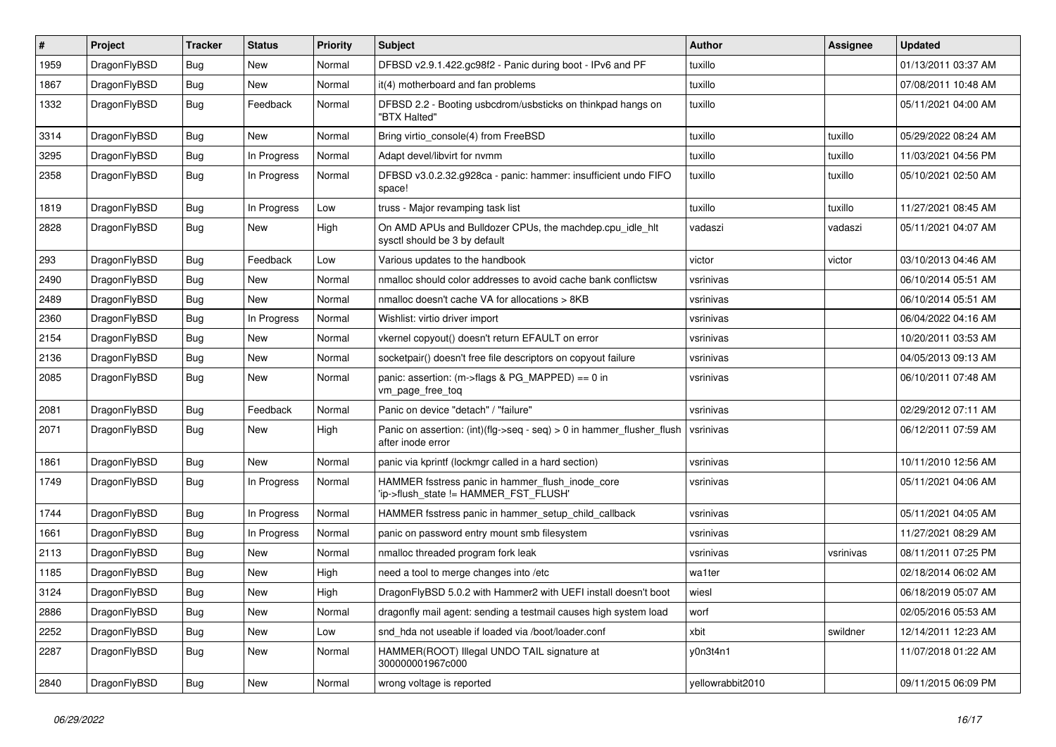| # | Project | Tracker | Status | Priority | Subject | Author | Assignee | Updated |
|---|---|---|---|---|---|---|---|---|
| 1959 | DragonFlyBSD | Bug | New | Normal | DFBSD v2.9.1.422.gc98f2 - Panic during boot - IPv6 and PF | tuxillo | | 01/13/2011 03:37 AM |
| 1867 | DragonFlyBSD | Bug | New | Normal | it(4) motherboard and fan problems | tuxillo | | 07/08/2011 10:48 AM |
| 1332 | DragonFlyBSD | Bug | Feedback | Normal | DFBSD 2.2 - Booting usbcdrom/usbsticks on thinkpad hangs on "BTX Halted" | tuxillo | | 05/11/2021 04:00 AM |
| 3314 | DragonFlyBSD | Bug | New | Normal | Bring virtio_console(4) from FreeBSD | tuxillo | tuxillo | 05/29/2022 08:24 AM |
| 3295 | DragonFlyBSD | Bug | In Progress | Normal | Adapt devel/libvirt for nvmm | tuxillo | tuxillo | 11/03/2021 04:56 PM |
| 2358 | DragonFlyBSD | Bug | In Progress | Normal | DFBSD v3.0.2.32.g928ca - panic: hammer: insufficient undo FIFO space! | tuxillo | tuxillo | 05/10/2021 02:50 AM |
| 1819 | DragonFlyBSD | Bug | In Progress | Low | truss - Major revamping task list | tuxillo | tuxillo | 11/27/2021 08:45 AM |
| 2828 | DragonFlyBSD | Bug | New | High | On AMD APUs and Bulldozer CPUs, the machdep.cpu_idle_hlt sysctl should be 3 by default | vadaszi | vadaszi | 05/11/2021 04:07 AM |
| 293 | DragonFlyBSD | Bug | Feedback | Low | Various updates to the handbook | victor | victor | 03/10/2013 04:46 AM |
| 2490 | DragonFlyBSD | Bug | New | Normal | nmalloc should color addresses to avoid cache bank conflictsw | vsrinivas | | 06/10/2014 05:51 AM |
| 2489 | DragonFlyBSD | Bug | New | Normal | nmalloc doesn't cache VA for allocations > 8KB | vsrinivas | | 06/10/2014 05:51 AM |
| 2360 | DragonFlyBSD | Bug | In Progress | Normal | Wishlist: virtio driver import | vsrinivas | | 06/04/2022 04:16 AM |
| 2154 | DragonFlyBSD | Bug | New | Normal | vkernel copyout() doesn't return EFAULT on error | vsrinivas | | 10/20/2011 03:53 AM |
| 2136 | DragonFlyBSD | Bug | New | Normal | socketpair() doesn't free file descriptors on copyout failure | vsrinivas | | 04/05/2013 09:13 AM |
| 2085 | DragonFlyBSD | Bug | New | Normal | panic: assertion: (m->flags & PG_MAPPED) == 0 in vm_page_free_toq | vsrinivas | | 06/10/2011 07:48 AM |
| 2081 | DragonFlyBSD | Bug | Feedback | Normal | Panic on device "detach" / "failure" | vsrinivas | | 02/29/2012 07:11 AM |
| 2071 | DragonFlyBSD | Bug | New | High | Panic on assertion: (int)(flg->seq - seq) > 0 in hammer_flusher_flush after inode error | vsrinivas | | 06/12/2011 07:59 AM |
| 1861 | DragonFlyBSD | Bug | New | Normal | panic via kprintf (lockmgr called in a hard section) | vsrinivas | | 10/11/2010 12:56 AM |
| 1749 | DragonFlyBSD | Bug | In Progress | Normal | HAMMER fsstress panic in hammer_flush_inode_core 'ip->flush_state != HAMMER_FST_FLUSH' | vsrinivas | | 05/11/2021 04:06 AM |
| 1744 | DragonFlyBSD | Bug | In Progress | Normal | HAMMER fsstress panic in hammer_setup_child_callback | vsrinivas | | 05/11/2021 04:05 AM |
| 1661 | DragonFlyBSD | Bug | In Progress | Normal | panic on password entry mount smb filesystem | vsrinivas | | 11/27/2021 08:29 AM |
| 2113 | DragonFlyBSD | Bug | New | Normal | nmalloc threaded program fork leak | vsrinivas | vsrinivas | 08/11/2011 07:25 PM |
| 1185 | DragonFlyBSD | Bug | New | High | need a tool to merge changes into /etc | wa1ter | | 02/18/2014 06:02 AM |
| 3124 | DragonFlyBSD | Bug | New | High | DragonFlyBSD 5.0.2 with Hammer2 with UEFI install doesn't boot | wiesl | | 06/18/2019 05:07 AM |
| 2886 | DragonFlyBSD | Bug | New | Normal | dragonfly mail agent: sending a testmail causes high system load | worf | | 02/05/2016 05:53 AM |
| 2252 | DragonFlyBSD | Bug | New | Low | snd_hda not useable if loaded via /boot/loader.conf | xbit | swildner | 12/14/2011 12:23 AM |
| 2287 | DragonFlyBSD | Bug | New | Normal | HAMMER(ROOT) Illegal UNDO TAIL signature at 300000001967c000 | y0n3t4n1 | | 11/07/2018 01:22 AM |
| 2840 | DragonFlyBSD | Bug | New | Normal | wrong voltage is reported | yellowrabbit2010 | | 09/11/2015 06:09 PM |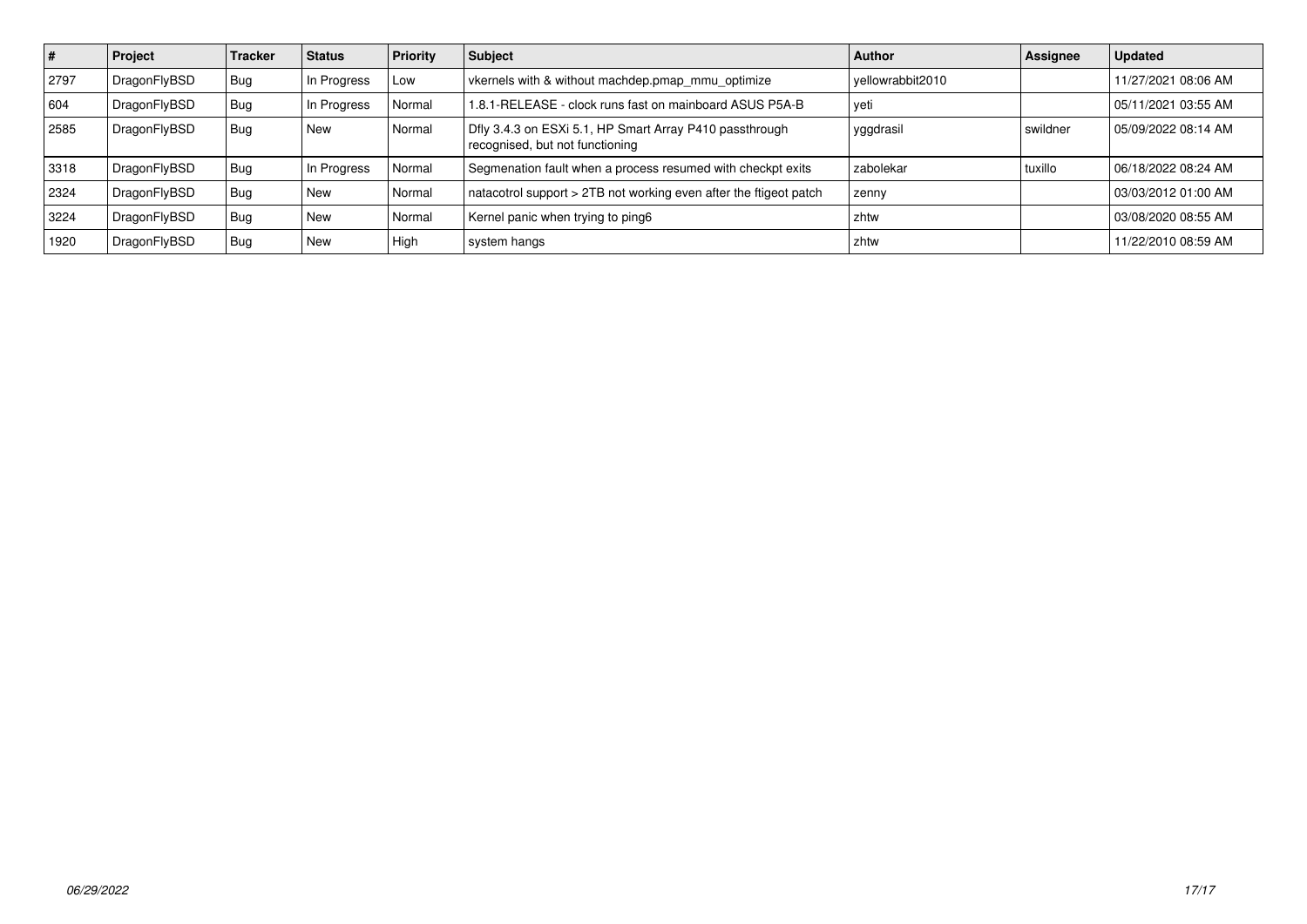| # | Project | Tracker | Status | Priority | Subject | Author | Assignee | Updated |
|---|---|---|---|---|---|---|---|---|
| 2797 | DragonFlyBSD | Bug | In Progress | Low | vkernels with & without machdep.pmap_mmu_optimize | yellowrabbit2010 | | 11/27/2021 08:06 AM |
| 604 | DragonFlyBSD | Bug | In Progress | Normal | 1.8.1-RELEASE - clock runs fast on mainboard ASUS P5A-B | yeti | | 05/11/2021 03:55 AM |
| 2585 | DragonFlyBSD | Bug | New | Normal | Dfly 3.4.3 on ESXi 5.1, HP Smart Array P410 passthrough recognised, but not functioning | yggdrasil | swildner | 05/09/2022 08:14 AM |
| 3318 | DragonFlyBSD | Bug | In Progress | Normal | Segmenation fault when a process resumed with checkpt exits | zabolekar | tuxillo | 06/18/2022 08:24 AM |
| 2324 | DragonFlyBSD | Bug | New | Normal | natacotrol support > 2TB not working even after the ftigeot patch | zenny | | 03/03/2012 01:00 AM |
| 3224 | DragonFlyBSD | Bug | New | Normal | Kernel panic when trying to ping6 | zhtw | | 03/08/2020 08:55 AM |
| 1920 | DragonFlyBSD | Bug | New | High | system hangs | zhtw | | 11/22/2010 08:59 AM |